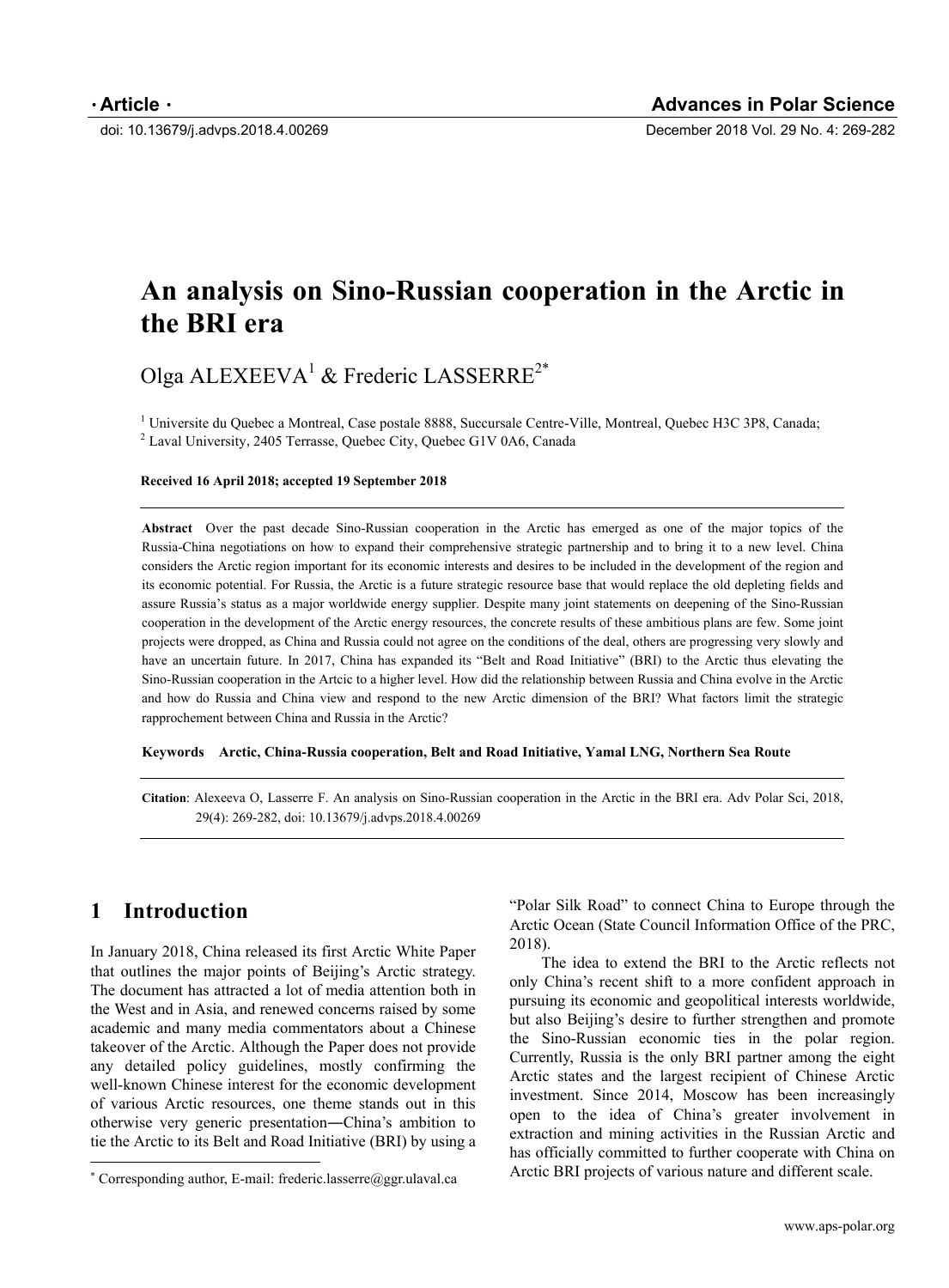**· Article ·**

doi: 10.13679/j.advps.2018.4.00269

# An analysis on Sino-Russian cooperation in the Arctic in the BRI era

Olga ALEXEEVA[1] & Frederic LASSERRE[2*]

[1] Universite du Quebec a Montreal, Case postale 8888, Succursale Centre-Ville, Montreal, Quebec H3C 3P8, Canada;
[2] Laval University, 2405 Terrasse, Quebec City, Quebec G1V 0A6, Canada

**Received 16 April 2018; accepted 19 September 2018**

**Abstract** Over the past decade Sino-Russian cooperation in the Arctic has emerged as one of the major topics of the Russia-China negotiations on how to expand their comprehensive strategic partnership and to bring it to a new level. China considers the Arctic region important for its economic interests and desires to be included in the development of the region and its economic potential. For Russia, the Arctic is a future strategic resource base that would replace the old depleting fields and assure Russia's status as a major worldwide energy supplier. Despite many joint statements on deepening of the Sino-Russian cooperation in the development of the Arctic energy resources, the concrete results of these ambitious plans are few. Some joint projects were dropped, as China and Russia could not agree on the conditions of the deal, others are progressing very slowly and have an uncertain future. In 2017, China has expanded its "Belt and Road Initiative" (BRI) to the Arctic thus elevating the Sino-Russian cooperation in the Artcic to a higher level. How did the relationship between Russia and China evolve in the Arctic and how do Russia and China view and respond to the new Arctic dimension of the BRI? What factors limit the strategic rapprochement between China and Russia in the Arctic?

**Keywords** **Arctic, China-Russia cooperation, Belt and Road Initiative, Yamal LNG, Northern Sea Route**

**Citation**: Alexeeva O, Lasserre F. An analysis on Sino-Russian cooperation in the Arctic in the BRI era. Adv Polar Sci, 2018, 29(4): 269-282, doi: 10.13679/j.advps.2018.4.00269

## 1 Introduction

In January 2018, China released its first Arctic White Paper that outlines the major points of Beijing's Arctic strategy. The document has attracted a lot of media attention both in the West and in Asia, and renewed concerns raised by some academic and many media commentators about a Chinese takeover of the Arctic. Although the Paper does not provide any detailed policy guidelines, mostly confirming the well-known Chinese interest for the economic development of various Arctic resources, one theme stands out in this otherwise very generic presentation―China's ambition to tie the Arctic to its Belt and Road Initiative (BRI) by using a "Polar Silk Road" to connect China to Europe through the Arctic Ocean (State Council Information Office of the PRC, 2018).

The idea to extend the BRI to the Arctic reflects not only China's recent shift to a more confident approach in pursuing its economic and geopolitical interests worldwide, but also Beijing's desire to further strengthen and promote the Sino-Russian economic ties in the polar region. Currently, Russia is the only BRI partner among the eight Arctic states and the largest recipient of Chinese Arctic investment. Since 2014, Moscow has been increasingly open to the idea of China's greater involvement in extraction and mining activities in the Russian Arctic and has officially committed to further cooperate with China on Arctic BRI projects of various nature and different scale.

[*] Corresponding author, E-mail: frederic.lasserre@ggr.ulaval.ca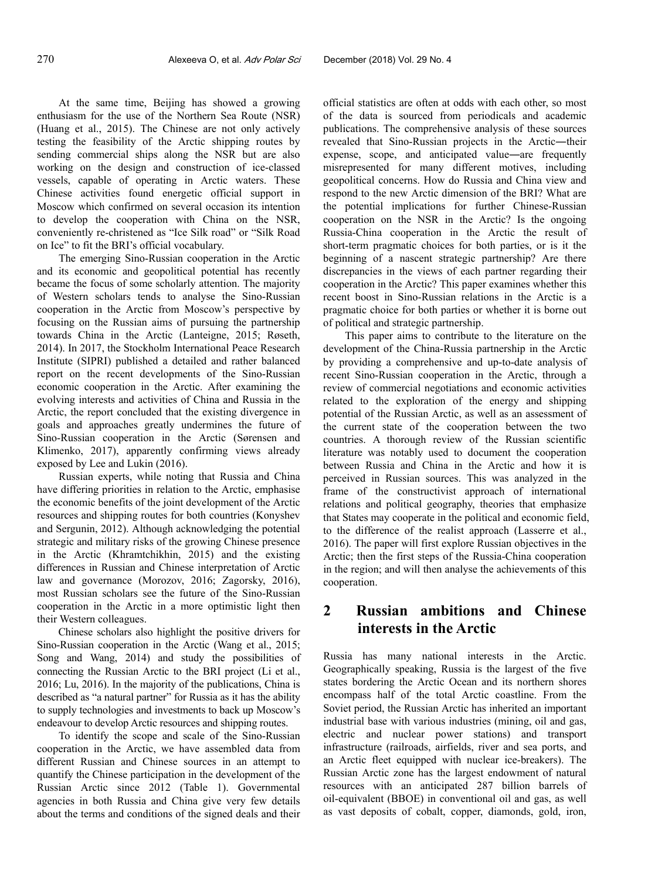At the same time, Beijing has showed a growing enthusiasm for the use of the Northern Sea Route (NSR) (Huang et al., 2015). The Chinese are not only actively testing the feasibility of the Arctic shipping routes by sending commercial ships along the NSR but are also working on the design and construction of ice-classed vessels, capable of operating in Arctic waters. These Chinese activities found energetic official support in Moscow which confirmed on several occasion its intention to develop the cooperation with China on the NSR, conveniently re-christened as "Ice Silk road" or "Silk Road on Ice" to fit the BRI's official vocabulary.

The emerging Sino-Russian cooperation in the Arctic and its economic and geopolitical potential has recently became the focus of some scholarly attention. The majority of Western scholars tends to analyse the Sino-Russian cooperation in the Arctic from Moscow's perspective by focusing on the Russian aims of pursuing the partnership towards China in the Arctic (Lanteigne, 2015; Røseth, 2014). In 2017, the Stockholm International Peace Research Institute (SIPRI) published a detailed and rather balanced report on the recent developments of the Sino-Russian economic cooperation in the Arctic. After examining the evolving interests and activities of China and Russia in the Arctic, the report concluded that the existing divergence in goals and approaches greatly undermines the future of Sino-Russian cooperation in the Arctic (Sørensen and Klimenko, 2017), apparently confirming views already exposed by Lee and Lukin (2016).

Russian experts, while noting that Russia and China have differing priorities in relation to the Arctic, emphasise the economic benefits of the joint development of the Arctic resources and shipping routes for both countries (Konyshev and Sergunin, 2012). Although acknowledging the potential strategic and military risks of the growing Chinese presence in the Arctic (Khramtchikhin, 2015) and the existing differences in Russian and Chinese interpretation of Arctic law and governance (Morozov, 2016; Zagorsky, 2016), most Russian scholars see the future of the Sino-Russian cooperation in the Arctic in a more optimistic light then their Western colleagues.

Chinese scholars also highlight the positive drivers for Sino-Russian cooperation in the Arctic (Wang et al., 2015; Song and Wang, 2014) and study the possibilities of connecting the Russian Arctic to the BRI project (Li et al., 2016; Lu, 2016). In the majority of the publications, China is described as "a natural partner" for Russia as it has the ability to supply technologies and investments to back up Moscow's endeavour to develop Arctic resources and shipping routes.

To identify the scope and scale of the Sino-Russian cooperation in the Arctic, we have assembled data from different Russian and Chinese sources in an attempt to quantify the Chinese participation in the development of the Russian Arctic since 2012 (Table 1). Governmental agencies in both Russia and China give very few details about the terms and conditions of the signed deals and their official statistics are often at odds with each other, so most of the data is sourced from periodicals and academic publications. The comprehensive analysis of these sources revealed that Sino-Russian projects in the Arctic―their expense, scope, and anticipated value―are frequently misrepresented for many different motives, including geopolitical concerns. How do Russia and China view and respond to the new Arctic dimension of the BRI? What are the potential implications for further Chinese-Russian cooperation on the NSR in the Arctic? Is the ongoing Russia-China cooperation in the Arctic the result of short-term pragmatic choices for both parties, or is it the beginning of a nascent strategic partnership? Are there discrepancies in the views of each partner regarding their cooperation in the Arctic? This paper examines whether this recent boost in Sino-Russian relations in the Arctic is a pragmatic choice for both parties or whether it is borne out of political and strategic partnership.

This paper aims to contribute to the literature on the development of the China-Russia partnership in the Arctic by providing a comprehensive and up-to-date analysis of recent Sino-Russian cooperation in the Arctic, through a review of commercial negotiations and economic activities related to the exploration of the energy and shipping potential of the Russian Arctic, as well as an assessment of the current state of the cooperation between the two countries. A thorough review of the Russian scientific literature was notably used to document the cooperation between Russia and China in the Arctic and how it is perceived in Russian sources. This was analyzed in the frame of the constructivist approach of international relations and political geography, theories that emphasize that States may cooperate in the political and economic field, to the difference of the realist approach (Lasserre et al., 2016). The paper will first explore Russian objectives in the Arctic; then the first steps of the Russia-China cooperation in the region; and will then analyse the achievements of this cooperation.

## 2 Russian ambitions and Chinese interests in the Arctic

Russia has many national interests in the Arctic. Geographically speaking, Russia is the largest of the five states bordering the Arctic Ocean and its northern shores encompass half of the total Arctic coastline. From the Soviet period, the Russian Arctic has inherited an important industrial base with various industries (mining, oil and gas, electric and nuclear power stations) and transport infrastructure (railroads, airfields, river and sea ports, and an Arctic fleet equipped with nuclear ice-breakers). The Russian Arctic zone has the largest endowment of natural resources with an anticipated 287 billion barrels of oil-equivalent (BBOE) in conventional oil and gas, as well as vast deposits of cobalt, copper, diamonds, gold, iron,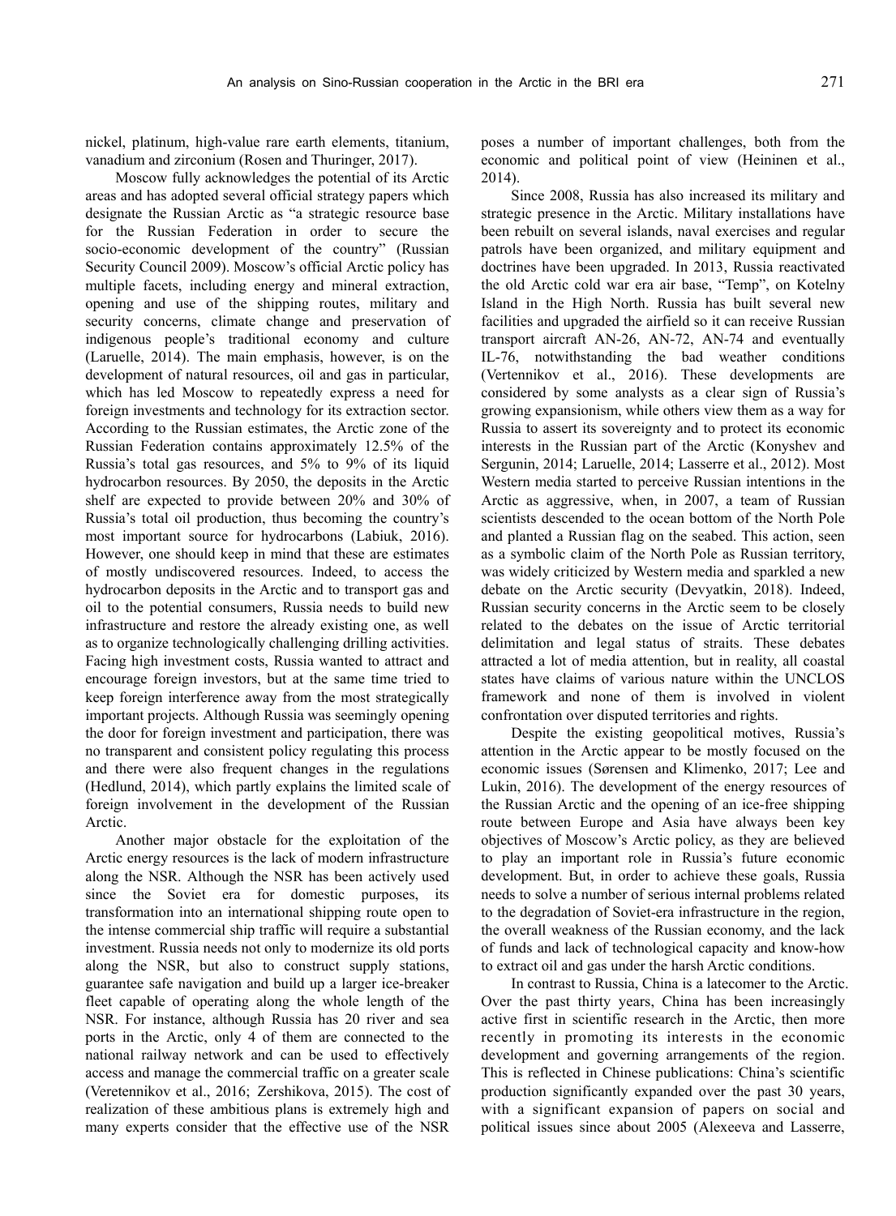nickel, platinum, high-value rare earth elements, titanium, vanadium and zirconium (Rosen and Thuringer, 2017).

Moscow fully acknowledges the potential of its Arctic areas and has adopted several official strategy papers which designate the Russian Arctic as "a strategic resource base for the Russian Federation in order to secure the socio-economic development of the country" (Russian Security Council 2009). Moscow's official Arctic policy has multiple facets, including energy and mineral extraction, opening and use of the shipping routes, military and security concerns, climate change and preservation of indigenous people's traditional economy and culture (Laruelle, 2014). The main emphasis, however, is on the development of natural resources, oil and gas in particular, which has led Moscow to repeatedly express a need for foreign investments and technology for its extraction sector. According to the Russian estimates, the Arctic zone of the Russian Federation contains approximately 12.5% of the Russia's total gas resources, and 5% to 9% of its liquid hydrocarbon resources. By 2050, the deposits in the Arctic shelf are expected to provide between 20% and 30% of Russia's total oil production, thus becoming the country's most important source for hydrocarbons (Labiuk, 2016). However, one should keep in mind that these are estimates of mostly undiscovered resources. Indeed, to access the hydrocarbon deposits in the Arctic and to transport gas and oil to the potential consumers, Russia needs to build new infrastructure and restore the already existing one, as well as to organize technologically challenging drilling activities. Facing high investment costs, Russia wanted to attract and encourage foreign investors, but at the same time tried to keep foreign interference away from the most strategically important projects. Although Russia was seemingly opening the door for foreign investment and participation, there was no transparent and consistent policy regulating this process and there were also frequent changes in the regulations (Hedlund, 2014), which partly explains the limited scale of foreign involvement in the development of the Russian Arctic.

Another major obstacle for the exploitation of the Arctic energy resources is the lack of modern infrastructure along the NSR. Although the NSR has been actively used since the Soviet era for domestic purposes, its transformation into an international shipping route open to the intense commercial ship traffic will require a substantial investment. Russia needs not only to modernize its old ports along the NSR, but also to construct supply stations, guarantee safe navigation and build up a larger ice-breaker fleet capable of operating along the whole length of the NSR. For instance, although Russia has 20 river and sea ports in the Arctic, only 4 of them are connected to the national railway network and can be used to effectively access and manage the commercial traffic on a greater scale (Veretennikov et al., 2016; Zershikova, 2015). The cost of realization of these ambitious plans is extremely high and many experts consider that the effective use of the NSR poses a number of important challenges, both from the economic and political point of view (Heininen et al., 2014).

Since 2008, Russia has also increased its military and strategic presence in the Arctic. Military installations have been rebuilt on several islands, naval exercises and regular patrols have been organized, and military equipment and doctrines have been upgraded. In 2013, Russia reactivated the old Arctic cold war era air base, "Temp", on Kotelny Island in the High North. Russia has built several new facilities and upgraded the airfield so it can receive Russian transport aircraft AN-26, AN-72, AN-74 and eventually IL-76, notwithstanding the bad weather conditions (Vertennikov et al., 2016). These developments are considered by some analysts as a clear sign of Russia's growing expansionism, while others view them as a way for Russia to assert its sovereignty and to protect its economic interests in the Russian part of the Arctic (Konyshev and Sergunin, 2014; Laruelle, 2014; Lasserre et al., 2012). Most Western media started to perceive Russian intentions in the Arctic as aggressive, when, in 2007, a team of Russian scientists descended to the ocean bottom of the North Pole and planted a Russian flag on the seabed. This action, seen as a symbolic claim of the North Pole as Russian territory, was widely criticized by Western media and sparkled a new debate on the Arctic security (Devyatkin, 2018). Indeed, Russian security concerns in the Arctic seem to be closely related to the debates on the issue of Arctic territorial delimitation and legal status of straits. These debates attracted a lot of media attention, but in reality, all coastal states have claims of various nature within the UNCLOS framework and none of them is involved in violent confrontation over disputed territories and rights.

Despite the existing geopolitical motives, Russia's attention in the Arctic appear to be mostly focused on the economic issues (Sørensen and Klimenko, 2017; Lee and Lukin, 2016). The development of the energy resources of the Russian Arctic and the opening of an ice-free shipping route between Europe and Asia have always been key objectives of Moscow's Arctic policy, as they are believed to play an important role in Russia's future economic development. But, in order to achieve these goals, Russia needs to solve a number of serious internal problems related to the degradation of Soviet-era infrastructure in the region, the overall weakness of the Russian economy, and the lack of funds and lack of technological capacity and know-how to extract oil and gas under the harsh Arctic conditions.

In contrast to Russia, China is a latecomer to the Arctic. Over the past thirty years, China has been increasingly active first in scientific research in the Arctic, then more recently in promoting its interests in the economic development and governing arrangements of the region. This is reflected in Chinese publications: China's scientific production significantly expanded over the past 30 years, with a significant expansion of papers on social and political issues since about 2005 (Alexeeva and Lasserre,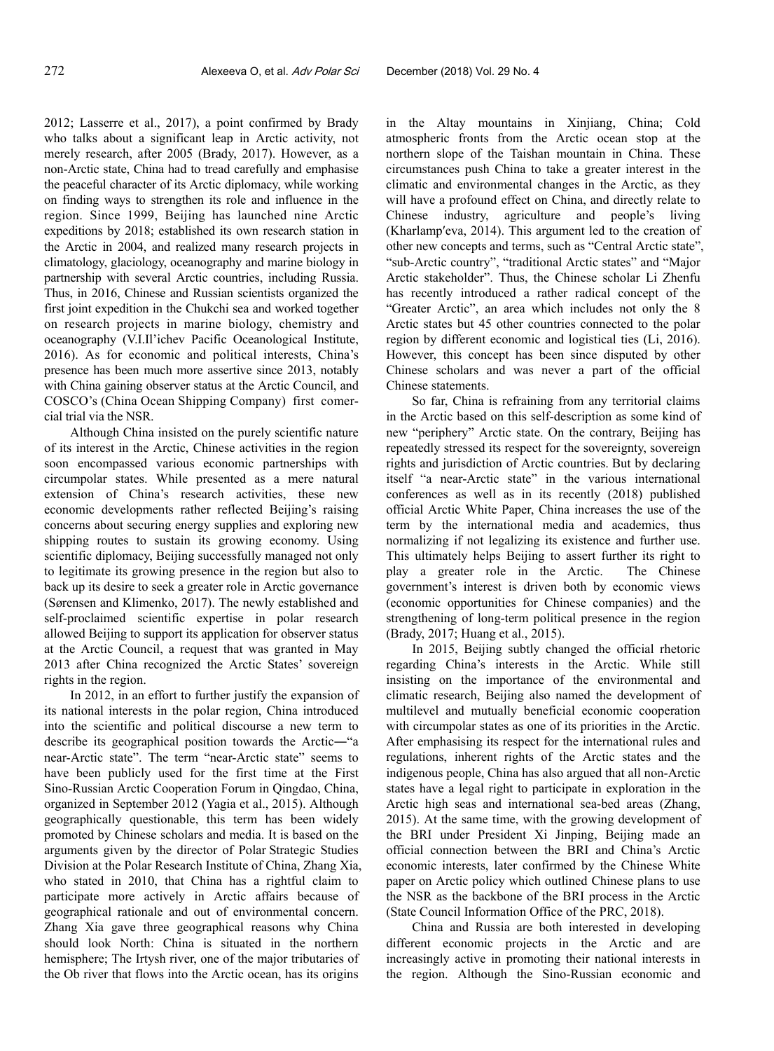2012; Lasserre et al., 2017), a point confirmed by Brady who talks about a significant leap in Arctic activity, not merely research, after 2005 (Brady, 2017). However, as a non-Arctic state, China had to tread carefully and emphasise the peaceful character of its Arctic diplomacy, while working on finding ways to strengthen its role and influence in the region. Since 1999, Beijing has launched nine Arctic expeditions by 2018; established its own research station in the Arctic in 2004, and realized many research projects in climatology, glaciology, oceanography and marine biology in partnership with several Arctic countries, including Russia. Thus, in 2016, Chinese and Russian scientists organized the first joint expedition in the Chukchi sea and worked together on research projects in marine biology, chemistry and oceanography (V.I.Il'ichev Pacific Oceanological Institute, 2016). As for economic and political interests, China's presence has been much more assertive since 2013, notably with China gaining observer status at the Arctic Council, and COSCO's (China Ocean Shipping Company) first comercial trial via the NSR.

Although China insisted on the purely scientific nature of its interest in the Arctic, Chinese activities in the region soon encompassed various economic partnerships with circumpolar states. While presented as a mere natural extension of China's research activities, these new economic developments rather reflected Beijing's raising concerns about securing energy supplies and exploring new shipping routes to sustain its growing economy. Using scientific diplomacy, Beijing successfully managed not only to legitimate its growing presence in the region but also to back up its desire to seek a greater role in Arctic governance (Sørensen and Klimenko, 2017). The newly established and self-proclaimed scientific expertise in polar research allowed Beijing to support its application for observer status at the Arctic Council, a request that was granted in May 2013 after China recognized the Arctic States' sovereign rights in the region.

In 2012, in an effort to further justify the expansion of its national interests in the polar region, China introduced into the scientific and political discourse a new term to describe its geographical position towards the Arctic—"a near-Arctic state". The term "near-Arctic state" seems to have been publicly used for the first time at the First Sino-Russian Arctic Cooperation Forum in Qingdao, China, organized in September 2012 (Yagia et al., 2015). Although geographically questionable, this term has been widely promoted by Chinese scholars and media. It is based on the arguments given by the director of Polar Strategic Studies Division at the Polar Research Institute of China, Zhang Xia, who stated in 2010, that China has a rightful claim to participate more actively in Arctic affairs because of geographical rationale and out of environmental concern. Zhang Xia gave three geographical reasons why China should look North: China is situated in the northern hemisphere; The Irtysh river, one of the major tributaries of the Ob river that flows into the Arctic ocean, has its origins in the Altay mountains in Xinjiang, China; Cold atmospheric fronts from the Arctic ocean stop at the northern slope of the Taishan mountain in China. These circumstances push China to take a greater interest in the climatic and environmental changes in the Arctic, as they will have a profound effect on China, and directly relate to Chinese industry, agriculture and people's living (Kharlamp′eva, 2014). This argument led to the creation of other new concepts and terms, such as "Central Arctic state", "sub-Arctic country", "traditional Arctic states" and "Major Arctic stakeholder". Thus, the Chinese scholar Li Zhenfu has recently introduced a rather radical concept of the "Greater Arctic", an area which includes not only the 8 Arctic states but 45 other countries connected to the polar region by different economic and logistical ties (Li, 2016). However, this concept has been since disputed by other Chinese scholars and was never a part of the official Chinese statements.

So far, China is refraining from any territorial claims in the Arctic based on this self-description as some kind of new "periphery" Arctic state. On the contrary, Beijing has repeatedly stressed its respect for the sovereignty, sovereign rights and jurisdiction of Arctic countries. But by declaring itself "a near-Arctic state" in the various international conferences as well as in its recently (2018) published official Arctic White Paper, China increases the use of the term by the international media and academics, thus normalizing if not legalizing its existence and further use. This ultimately helps Beijing to assert further its right to play a greater role in the Arctic. The Chinese government's interest is driven both by economic views (economic opportunities for Chinese companies) and the strengthening of long-term political presence in the region (Brady, 2017; Huang et al., 2015).

In 2015, Beijing subtly changed the official rhetoric regarding China's interests in the Arctic. While still insisting on the importance of the environmental and climatic research, Beijing also named the development of multilevel and mutually beneficial economic cooperation with circumpolar states as one of its priorities in the Arctic. After emphasising its respect for the international rules and regulations, inherent rights of the Arctic states and the indigenous people, China has also argued that all non-Arctic states have a legal right to participate in exploration in the Arctic high seas and international sea-bed areas (Zhang, 2015). At the same time, with the growing development of the BRI under President Xi Jinping, Beijing made an official connection between the BRI and China's Arctic economic interests, later confirmed by the Chinese White paper on Arctic policy which outlined Chinese plans to use the NSR as the backbone of the BRI process in the Arctic (State Council Information Office of the PRC, 2018).

China and Russia are both interested in developing different economic projects in the Arctic and are increasingly active in promoting their national interests in the region. Although the Sino-Russian economic and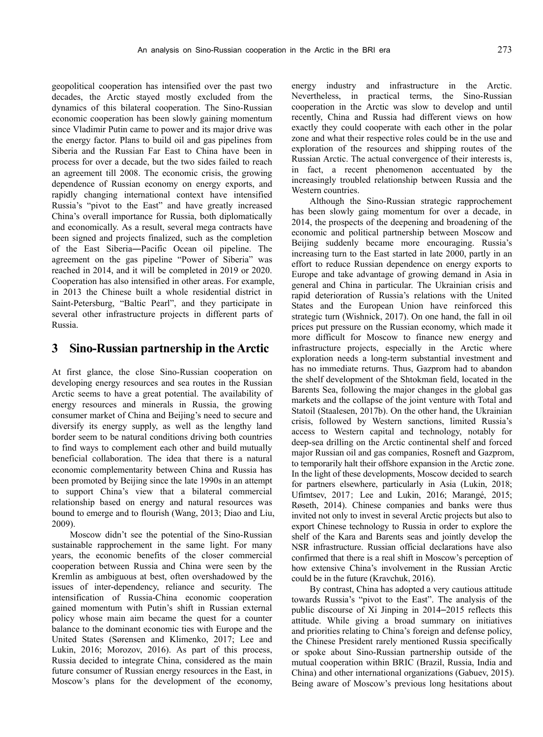geopolitical cooperation has intensified over the past two decades, the Arctic stayed mostly excluded from the dynamics of this bilateral cooperation. The Sino-Russian economic cooperation has been slowly gaining momentum since Vladimir Putin came to power and its major drive was the energy factor. Plans to build oil and gas pipelines from Siberia and the Russian Far East to China have been in process for over a decade, but the two sides failed to reach an agreement till 2008. The economic crisis, the growing dependence of Russian economy on energy exports, and rapidly changing international context have intensified Russia's "pivot to the East" and have greatly increased China's overall importance for Russia, both diplomatically and economically. As a result, several mega contracts have been signed and projects finalized, such as the completion of the East Siberia―Pacific Ocean oil pipeline. The agreement on the gas pipeline "Power of Siberia" was reached in 2014, and it will be completed in 2019 or 2020. Cooperation has also intensified in other areas. For example, in 2013 the Chinese built a whole residential district in Saint-Petersburg, "Baltic Pearl", and they participate in several other infrastructure projects in different parts of Russia.

## 3 Sino-Russian partnership in the Arctic

At first glance, the close Sino-Russian cooperation on developing energy resources and sea routes in the Russian Arctic seems to have a great potential. The availability of energy resources and minerals in Russia, the growing consumer market of China and Beijing's need to secure and diversify its energy supply, as well as the lengthy land border seem to be natural conditions driving both countries to find ways to complement each other and build mutually beneficial collaboration. The idea that there is a natural economic complementarity between China and Russia has been promoted by Beijing since the late 1990s in an attempt to support China's view that a bilateral commercial relationship based on energy and natural resources was bound to emerge and to flourish (Wang, 2013; Diao and Liu, 2009).

Moscow didn't see the potential of the Sino-Russian sustainable rapprochement in the same light. For many years, the economic benefits of the closer commercial cooperation between Russia and China were seen by the Kremlin as ambiguous at best, often overshadowed by the issues of inter-dependency, reliance and security. The intensification of Russia-China economic cooperation gained momentum with Putin's shift in Russian external policy whose main aim became the quest for a counter balance to the dominant economic ties with Europe and the United States (Sørensen and Klimenko, 2017; Lee and Lukin, 2016; Morozov, 2016). As part of this process, Russia decided to integrate China, considered as the main future consumer of Russian energy resources in the East, in Moscow's plans for the development of the economy, energy industry and infrastructure in the Arctic. Nevertheless, in practical terms, the Sino-Russian cooperation in the Arctic was slow to develop and until recently, China and Russia had different views on how exactly they could cooperate with each other in the polar zone and what their respective roles could be in the use and exploration of the resources and shipping routes of the Russian Arctic. The actual convergence of their interests is, in fact, a recent phenomenon accentuated by the increasingly troubled relationship between Russia and the Western countries.

Although the Sino-Russian strategic rapprochement has been slowly gaing momentum for over a decade, in 2014, the prospects of the deepening and broadening of the economic and political partnership between Moscow and Beijing suddenly became more encouraging. Russia's increasing turn to the East started in late 2000, partly in an effort to reduce Russian dependence on energy exports to Europe and take advantage of growing demand in Asia in general and China in particular. The Ukrainian crisis and rapid deterioration of Russia's relations with the United States and the European Union have reinforced this strategic turn (Wishnick, 2017). On one hand, the fall in oil prices put pressure on the Russian economy, which made it more difficult for Moscow to finance new energy and infrastructure projects, especially in the Arctic where exploration needs a long-term substantial investment and has no immediate returns. Thus, Gazprom had to abandon the shelf development of the Shtokman field, located in the Barents Sea, following the major changes in the global gas markets and the collapse of the joint venture with Total and Statoil (Staalesen, 2017b). On the other hand, the Ukrainian crisis, followed by Western sanctions, limited Russia's access to Western capital and technology, notably for deep-sea drilling on the Arctic continental shelf and forced major Russian oil and gas companies, Rosneft and Gazprom, to temporarily halt their offshore expansion in the Arctic zone. In the light of these developments, Moscow decided to search for partners elsewhere, particularly in Asia (Lukin, 2018; Ufimtsev, 2017; Lee and Lukin, 2016; Marangé, 2015; Røseth, 2014). Chinese companies and banks were thus invited not only to invest in several Arctic projects but also to export Chinese technology to Russia in order to explore the shelf of the Kara and Barents seas and jointly develop the NSR infrastructure. Russian official declarations have also confirmed that there is a real shift in Moscow's perception of how extensive China's involvement in the Russian Arctic could be in the future (Kravchuk, 2016).

By contrast, China has adopted a very cautious attitude towards Russia's "pivot to the East". The analysis of the public discourse of Xi Jinping in 2014–2015 reflects this attitude. While giving a broad summary on initiatives and priorities relating to China's foreign and defense policy, the Chinese President rarely mentioned Russia specifically or spoke about Sino-Russian partnership outside of the mutual cooperation within BRIC (Brazil, Russia, India and China) and other international organizations (Gabuev, 2015). Being aware of Moscow's previous long hesitations about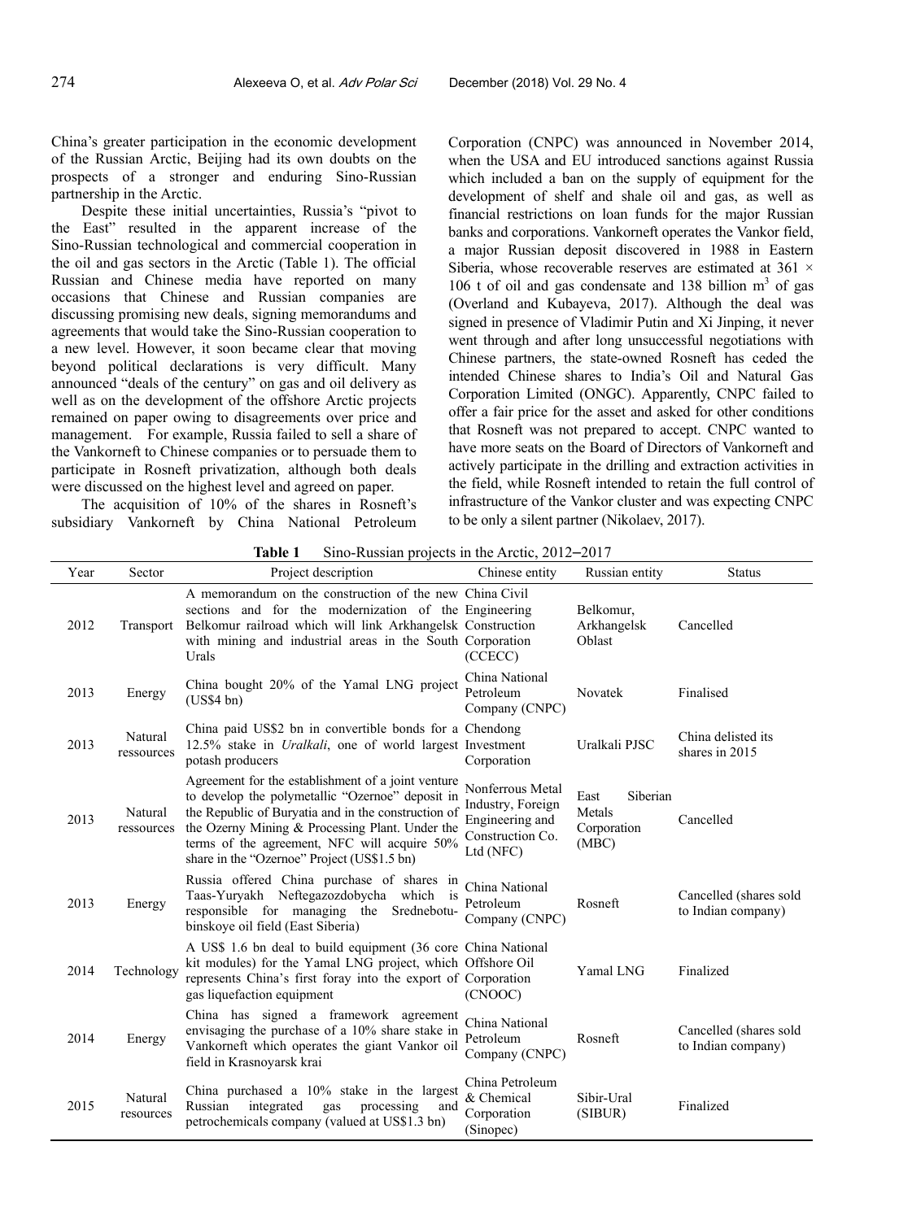China's greater participation in the economic development of the Russian Arctic, Beijing had its own doubts on the prospects of a stronger and enduring Sino-Russian partnership in the Arctic.

Despite these initial uncertainties, Russia's "pivot to the East" resulted in the apparent increase of the Sino-Russian technological and commercial cooperation in the oil and gas sectors in the Arctic (Table 1). The official Russian and Chinese media have reported on many occasions that Chinese and Russian companies are discussing promising new deals, signing memorandums and agreements that would take the Sino-Russian cooperation to a new level. However, it soon became clear that moving beyond political declarations is very difficult. Many announced "deals of the century" on gas and oil delivery as well as on the development of the offshore Arctic projects remained on paper owing to disagreements over price and management. For example, Russia failed to sell a share of the Vankorneft to Chinese companies or to persuade them to participate in Rosneft privatization, although both deals were discussed on the highest level and agreed on paper.

The acquisition of 10% of the shares in Rosneft's subsidiary Vankorneft by China National Petroleum Corporation (CNPC) was announced in November 2014, when the USA and EU introduced sanctions against Russia which included a ban on the supply of equipment for the development of shelf and shale oil and gas, as well as financial restrictions on loan funds for the major Russian banks and corporations. Vankorneft operates the Vankor field, a major Russian deposit discovered in 1988 in Eastern Siberia, whose recoverable reserves are estimated at $361 \times 106$ t of oil and gas condensate and 138 billion $m^3$ of gas (Overland and Kubayeva, 2017). Although the deal was signed in presence of Vladimir Putin and Xi Jinping, it never went through and after long unsuccessful negotiations with Chinese partners, the state-owned Rosneft has ceded the intended Chinese shares to India's Oil and Natural Gas Corporation Limited (ONGC). Apparently, CNPC failed to offer a fair price for the asset and asked for other conditions that Rosneft was not prepared to accept. CNPC wanted to have more seats on the Board of Directors of Vankorneft and actively participate in the drilling and extraction activities in the field, while Rosneft intended to retain the full control of infrastructure of the Vankor cluster and was expecting CNPC to be only a silent partner (Nikolaev, 2017).

**Table 1** Sino-Russian projects in the Arctic, 2012–2017

| Year | Sector | Project description | Chinese entity | Russian entity | Status |
|---|---|---|---|---|---|
| 2012 | Transport | A memorandum on the construction of the new sections and for the modernization of the Belkomur railroad which will link Arkhangelsk with mining and industrial areas in the South Urals | China Civil Engineering Construction Corporation (CCECC) | Belkomur, Arkhangelsk Oblast | Cancelled |
| 2013 | Energy | China bought 20% of the Yamal LNG project (US$4 bn) | China National Petroleum Company (CNPC) | Novatek | Finalised |
| 2013 | Natural ressources | China paid US$2 bn in convertible bonds for a 12.5% stake in *Uralkali*, one of world largest potash producers | Chendong Investment Corporation | Uralkali PJSC | China delisted its shares in 2015 |
| 2013 | Natural ressources | Agreement for the establishment of a joint venture to develop the polymetallic "Ozernoe" deposit in the Republic of Buryatia and in the construction of the Ozerny Mining & Processing Plant. Under the terms of the agreement, NFC will acquire 50% share in the "Ozernoe" Project (US$1.5 bn) | Nonferrous Metal Industry, Foreign Engineering and Construction Co. Ltd (NFC) | East Siberian Metals Corporation (MBC) | Cancelled |
| 2013 | Energy | Russia offered China purchase of shares in Taas-Yuryakh Neftegazozdobycha which is responsible for managing the Srednebotu-binskoye oil field (East Siberia) | China National Petroleum Company (CNPC) | Rosneft | Cancelled (shares sold to Indian company) |
| 2014 | Technology | A US$ 1.6 bn deal to build equipment (36 core kit modules) for the Yamal LNG project, which represents China's first foray into the export of gas liquefaction equipment | China National Offshore Oil Corporation (CNOOC) | Yamal LNG | Finalized |
| 2014 | Energy | China has signed a framework agreement envisaging the purchase of a 10% share stake in Vankorneft which operates the giant Vankor oil field in Krasnoyarsk krai | China National Petroleum Company (CNPC) | Rosneft | Cancelled (shares sold to Indian company) |
| 2015 | Natural resources | China purchased a 10% stake in the largest Russian integrated gas processing and petrochemicals company (valued at US$1.3 bn) | China Petroleum & Chemical Corporation (Sinopec) | Sibir-Ural (SIBUR) | Finalized |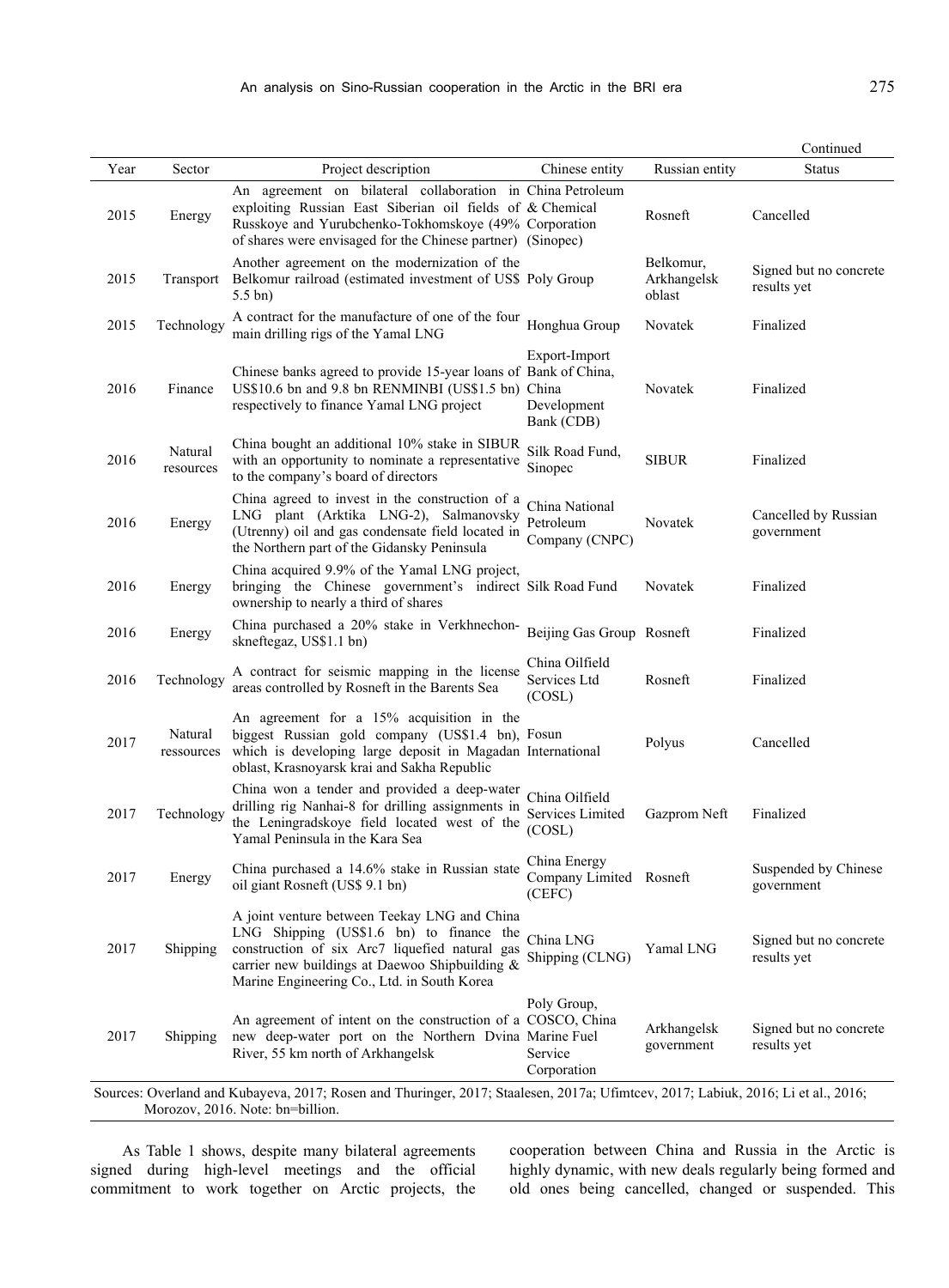Continued

| Year | Sector | Project description | Chinese entity | Russian entity | Status |
|---|---|---|---|---|---|
| 2015 | Energy | An agreement on bilateral collaboration in exploiting Russian East Siberian oil fields of Russkoye and Yurubchenko-Tokhomskoye (49% of shares were envisaged for the Chinese partner) | China Petroleum & Chemical Corporation (Sinopec) | Rosneft | Cancelled |
| 2015 | Transport | Another agreement on the modernization of the Belkomur railroad (estimated investment of US$ 5.5 bn) | Poly Group | Belkomur, Arkhangelsk oblast | Signed but no concrete results yet |
| 2015 | Technology | A contract for the manufacture of one of the four main drilling rigs of the Yamal LNG | Honghua Group | Novatek | Finalized |
| 2016 | Finance | Chinese banks agreed to provide 15-year loans of US$10.6 bn and 9.8 bn RENMINBI (US$1.5 bn) respectively to finance Yamal LNG project | Export-Import Bank of China, China Development Bank (CDB) | Novatek | Finalized |
| 2016 | Natural resources | China bought an additional 10% stake in SIBUR with an opportunity to nominate a representative to the company's board of directors | Silk Road Fund, Sinopec | SIBUR | Finalized |
| 2016 | Energy | China agreed to invest in the construction of a LNG plant (Arktika LNG-2), Salmanovsky (Utrenny) oil and gas condensate field located in the Northern part of the Gidansky Peninsula | China National Petroleum Company (CNPC) | Novatek | Cancelled by Russian government |
| 2016 | Energy | China acquired 9.9% of the Yamal LNG project, bringing the Chinese government's indirect ownership to nearly a third of shares | Silk Road Fund | Novatek | Finalized |
| 2016 | Energy | China purchased a 20% stake in Verkhnechonskneftegaz, US$1.1 bn) | Beijing Gas Group | Rosneft | Finalized |
| 2016 | Technology | A contract for seismic mapping in the license areas controlled by Rosneft in the Barents Sea | China Oilfield Services Ltd (COSL) | Rosneft | Finalized |
| 2017 | Natural ressources | An agreement for a 15% acquisition in the biggest Russian gold company (US$1.4 bn), which is developing large deposit in Magadan oblast, Krasnoyarsk krai and Sakha Republic | Fosun International | Polyus | Cancelled |
| 2017 | Technology | China won a tender and provided a deep-water drilling rig Nanhai-8 for drilling assignments in the Leningradskoye field located west of the Yamal Peninsula in the Kara Sea | China Oilfield Services Limited (COSL) | Gazprom Neft | Finalized |
| 2017 | Energy | China purchased a 14.6% stake in Russian state oil giant Rosneft (US$ 9.1 bn) | China Energy Company Limited (CEFC) | Rosneft | Suspended by Chinese government |
| 2017 | Shipping | A joint venture between Teekay LNG and China LNG Shipping (US$1.6 bn) to finance the construction of six Arc7 liquefied natural gas carrier new buildings at Daewoo Shipbuilding & Marine Engineering Co., Ltd. in South Korea | China LNG Shipping (CLNG) | Yamal LNG | Signed but no concrete results yet |
| 2017 | Shipping | An agreement of intent on the construction of a new deep-water port on the Northern Dvina River, 55 km north of Arkhangelsk | Poly Group, COSCO, China Marine Fuel Service Corporation | Arkhangelsk government | Signed but no concrete results yet |

Sources: Overland and Kubayeva, 2017; Rosen and Thuringer, 2017; Staalesen, 2017a; Ufimtcev, 2017; Labiuk, 2016; Li et al., 2016; Morozov, 2016. Note: bn=billion.

As Table 1 shows, despite many bilateral agreements signed during high-level meetings and the official commitment to work together on Arctic projects, the cooperation between China and Russia in the Arctic is highly dynamic, with new deals regularly being formed and old ones being cancelled, changed or suspended. This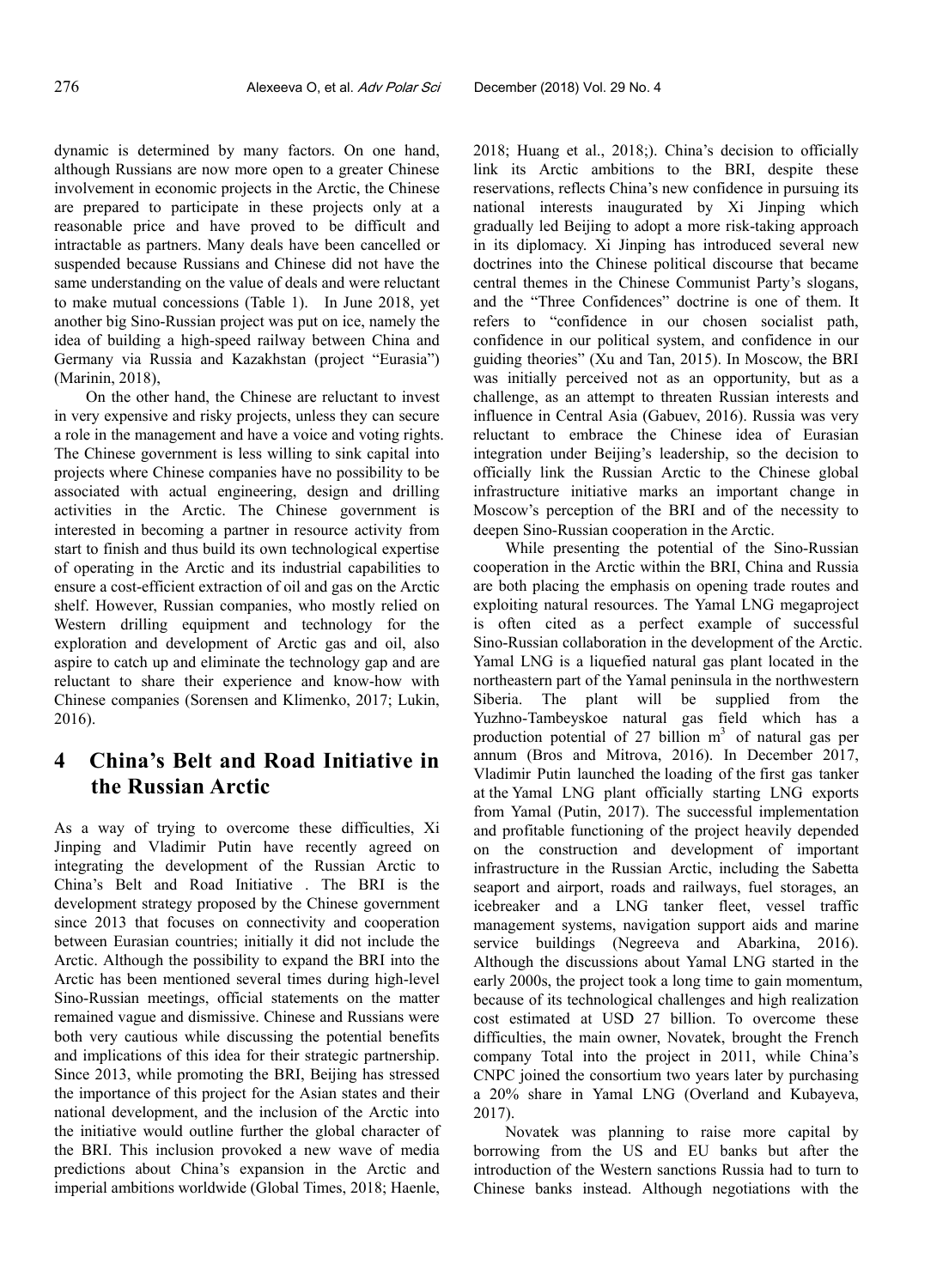dynamic is determined by many factors. On one hand, although Russians are now more open to a greater Chinese involvement in economic projects in the Arctic, the Chinese are prepared to participate in these projects only at a reasonable price and have proved to be difficult and intractable as partners. Many deals have been cancelled or suspended because Russians and Chinese did not have the same understanding on the value of deals and were reluctant to make mutual concessions (Table 1). In June 2018, yet another big Sino-Russian project was put on ice, namely the idea of building a high-speed railway between China and Germany via Russia and Kazakhstan (project "Eurasia") (Marinin, 2018),

On the other hand, the Chinese are reluctant to invest in very expensive and risky projects, unless they can secure a role in the management and have a voice and voting rights. The Chinese government is less willing to sink capital into projects where Chinese companies have no possibility to be associated with actual engineering, design and drilling activities in the Arctic. The Chinese government is interested in becoming a partner in resource activity from start to finish and thus build its own technological expertise of operating in the Arctic and its industrial capabilities to ensure a cost-efficient extraction of oil and gas on the Arctic shelf. However, Russian companies, who mostly relied on Western drilling equipment and technology for the exploration and development of Arctic gas and oil, also aspire to catch up and eliminate the technology gap and are reluctant to share their experience and know-how with Chinese companies (Sorensen and Klimenko, 2017; Lukin, 2016).

## 4 China's Belt and Road Initiative in the Russian Arctic

As a way of trying to overcome these difficulties, Xi Jinping and Vladimir Putin have recently agreed on integrating the development of the Russian Arctic to China's Belt and Road Initiative . The BRI is the development strategy proposed by the Chinese government since 2013 that focuses on connectivity and cooperation between Eurasian countries; initially it did not include the Arctic. Although the possibility to expand the BRI into the Arctic has been mentioned several times during high-level Sino-Russian meetings, official statements on the matter remained vague and dismissive. Chinese and Russians were both very cautious while discussing the potential benefits and implications of this idea for their strategic partnership. Since 2013, while promoting the BRI, Beijing has stressed the importance of this project for the Asian states and their national development, and the inclusion of the Arctic into the initiative would outline further the global character of the BRI. This inclusion provoked a new wave of media predictions about China's expansion in the Arctic and imperial ambitions worldwide (Global Times, 2018; Haenle, 2018; Huang et al., 2018;). China's decision to officially link its Arctic ambitions to the BRI, despite these reservations, reflects China's new confidence in pursuing its national interests inaugurated by Xi Jinping which gradually led Beijing to adopt a more risk-taking approach in its diplomacy. Xi Jinping has introduced several new doctrines into the Chinese political discourse that became central themes in the Chinese Communist Party's slogans, and the "Three Confidences" doctrine is one of them. It refers to "confidence in our chosen socialist path, confidence in our political system, and confidence in our guiding theories" (Xu and Tan, 2015). In Moscow, the BRI was initially perceived not as an opportunity, but as a challenge, as an attempt to threaten Russian interests and influence in Central Asia (Gabuev, 2016). Russia was very reluctant to embrace the Chinese idea of Eurasian integration under Beijing's leadership, so the decision to officially link the Russian Arctic to the Chinese global infrastructure initiative marks an important change in Moscow's perception of the BRI and of the necessity to deepen Sino-Russian cooperation in the Arctic.

While presenting the potential of the Sino-Russian cooperation in the Arctic within the BRI, China and Russia are both placing the emphasis on opening trade routes and exploiting natural resources. The Yamal LNG megaproject is often cited as a perfect example of successful Sino-Russian collaboration in the development of the Arctic. Yamal LNG is a liquefied natural gas plant located in the northeastern part of the Yamal peninsula in the northwestern Siberia. The plant will be supplied from the Yuzhno-Tambeyskoe natural gas field which has a production potential of 27 billion $m^3$ of natural gas per annum (Bros and Mitrova, 2016). In December 2017, Vladimir Putin launched the loading of the first gas tanker at the Yamal LNG plant officially starting LNG exports from Yamal (Putin, 2017). The successful implementation and profitable functioning of the project heavily depended on the construction and development of important infrastructure in the Russian Arctic, including the Sabetta seaport and airport, roads and railways, fuel storages, an icebreaker and a LNG tanker fleet, vessel traffic management systems, navigation support aids and marine service buildings (Negreeva and Abarkina, 2016). Although the discussions about Yamal LNG started in the early 2000s, the project took a long time to gain momentum, because of its technological challenges and high realization cost estimated at USD 27 billion. To overcome these difficulties, the main owner, Novatek, brought the French company Total into the project in 2011, while China's CNPC joined the consortium two years later by purchasing a 20% share in Yamal LNG (Overland and Kubayeva, 2017).

Novatek was planning to raise more capital by borrowing from the US and EU banks but after the introduction of the Western sanctions Russia had to turn to Chinese banks instead. Although negotiations with the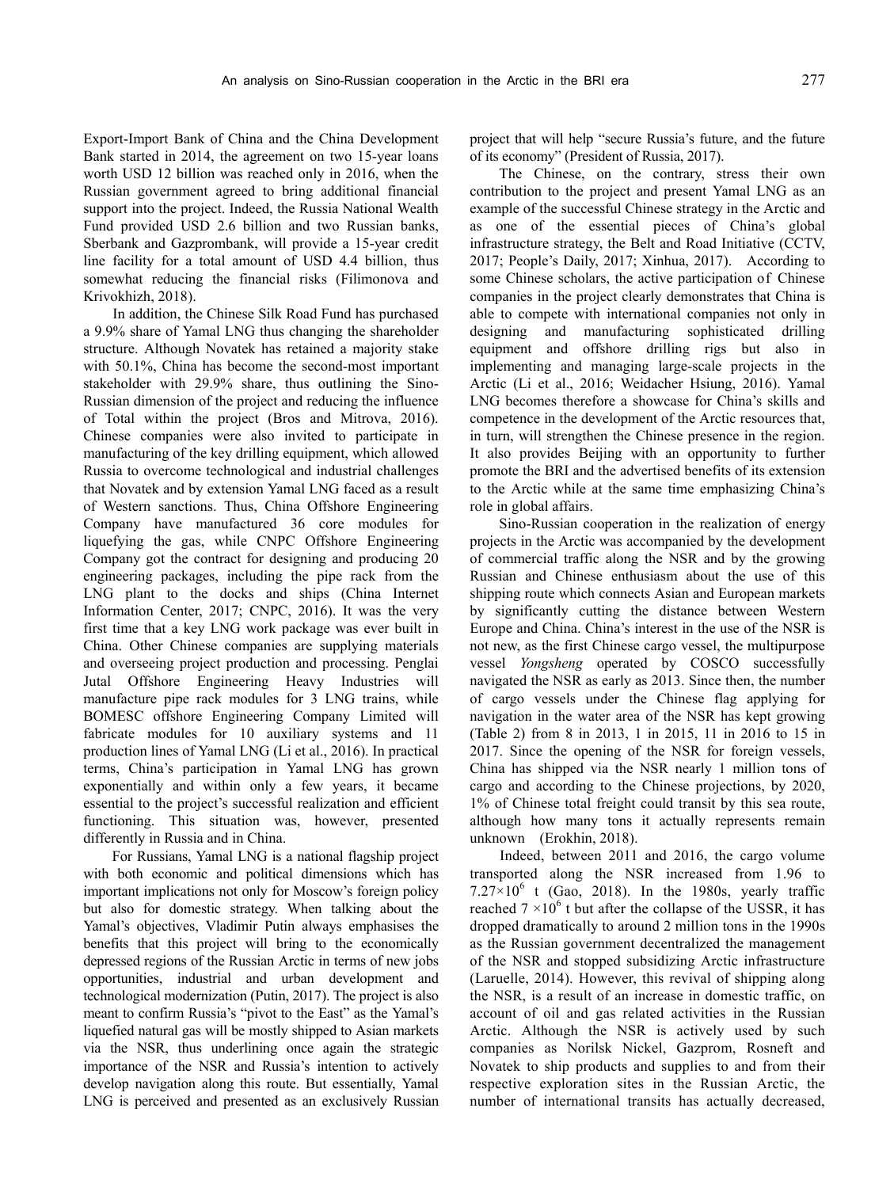Export-Import Bank of China and the China Development Bank started in 2014, the agreement on two 15-year loans worth USD 12 billion was reached only in 2016, when the Russian government agreed to bring additional financial support into the project. Indeed, the Russia National Wealth Fund provided USD 2.6 billion and two Russian banks, Sberbank and Gazprombank, will provide a 15-year credit line facility for a total amount of USD 4.4 billion, thus somewhat reducing the financial risks (Filimonova and Krivokhizh, 2018).

In addition, the Chinese Silk Road Fund has purchased a 9.9% share of Yamal LNG thus changing the shareholder structure. Although Novatek has retained a majority stake with 50.1%, China has become the second-most important stakeholder with 29.9% share, thus outlining the Sino-Russian dimension of the project and reducing the influence of Total within the project (Bros and Mitrova, 2016). Chinese companies were also invited to participate in manufacturing of the key drilling equipment, which allowed Russia to overcome technological and industrial challenges that Novatek and by extension Yamal LNG faced as a result of Western sanctions. Thus, China Offshore Engineering Company have manufactured 36 core modules for liquefying the gas, while CNPC Offshore Engineering Company got the contract for designing and producing 20 engineering packages, including the pipe rack from the LNG plant to the docks and ships (China Internet Information Center, 2017; CNPC, 2016). It was the very first time that a key LNG work package was ever built in China. Other Chinese companies are supplying materials and overseeing project production and processing. Penglai Jutal Offshore Engineering Heavy Industries will manufacture pipe rack modules for 3 LNG trains, while BOMESC offshore Engineering Company Limited will fabricate modules for 10 auxiliary systems and 11 production lines of Yamal LNG (Li et al., 2016). In practical terms, China's participation in Yamal LNG has grown exponentially and within only a few years, it became essential to the project's successful realization and efficient functioning. This situation was, however, presented differently in Russia and in China.

For Russians, Yamal LNG is a national flagship project with both economic and political dimensions which has important implications not only for Moscow's foreign policy but also for domestic strategy. When talking about the Yamal's objectives, Vladimir Putin always emphasises the benefits that this project will bring to the economically depressed regions of the Russian Arctic in terms of new jobs opportunities, industrial and urban development and technological modernization (Putin, 2017). The project is also meant to confirm Russia's "pivot to the East" as the Yamal's liquefied natural gas will be mostly shipped to Asian markets via the NSR, thus underlining once again the strategic importance of the NSR and Russia's intention to actively develop navigation along this route. But essentially, Yamal LNG is perceived and presented as an exclusively Russian project that will help "secure Russia's future, and the future of its economy" (President of Russia, 2017).

The Chinese, on the contrary, stress their own contribution to the project and present Yamal LNG as an example of the successful Chinese strategy in the Arctic and as one of the essential pieces of China's global infrastructure strategy, the Belt and Road Initiative (CCTV, 2017; People's Daily, 2017; Xinhua, 2017). According to some Chinese scholars, the active participation of Chinese companies in the project clearly demonstrates that China is able to compete with international companies not only in designing and manufacturing sophisticated drilling equipment and offshore drilling rigs but also in implementing and managing large-scale projects in the Arctic (Li et al., 2016; Weidacher Hsiung, 2016). Yamal LNG becomes therefore a showcase for China's skills and competence in the development of the Arctic resources that, in turn, will strengthen the Chinese presence in the region. It also provides Beijing with an opportunity to further promote the BRI and the advertised benefits of its extension to the Arctic while at the same time emphasizing China's role in global affairs.

Sino-Russian cooperation in the realization of energy projects in the Arctic was accompanied by the development of commercial traffic along the NSR and by the growing Russian and Chinese enthusiasm about the use of this shipping route which connects Asian and European markets by significantly cutting the distance between Western Europe and China. China's interest in the use of the NSR is not new, as the first Chinese cargo vessel, the multipurpose vessel *Yongsheng* operated by COSCO successfully navigated the NSR as early as 2013. Since then, the number of cargo vessels under the Chinese flag applying for navigation in the water area of the NSR has kept growing (Table 2) from 8 in 2013, 1 in 2015, 11 in 2016 to 15 in 2017. Since the opening of the NSR for foreign vessels, China has shipped via the NSR nearly 1 million tons of cargo and according to the Chinese projections, by 2020, 1% of Chinese total freight could transit by this sea route, although how many tons it actually represents remain unknown (Erokhin, 2018).

Indeed, between 2011 and 2016, the cargo volume transported along the NSR increased from 1.96 to $7.27\times10^{6}$ t (Gao, 2018). In the 1980s, yearly traffic reached $7\times10^{6}$ t but after the collapse of the USSR, it has dropped dramatically to around 2 million tons in the 1990s as the Russian government decentralized the management of the NSR and stopped subsidizing Arctic infrastructure (Laruelle, 2014). However, this revival of shipping along the NSR, is a result of an increase in domestic traffic, on account of oil and gas related activities in the Russian Arctic. Although the NSR is actively used by such companies as Norilsk Nickel, Gazprom, Rosneft and Novatek to ship products and supplies to and from their respective exploration sites in the Russian Arctic, the number of international transits has actually decreased,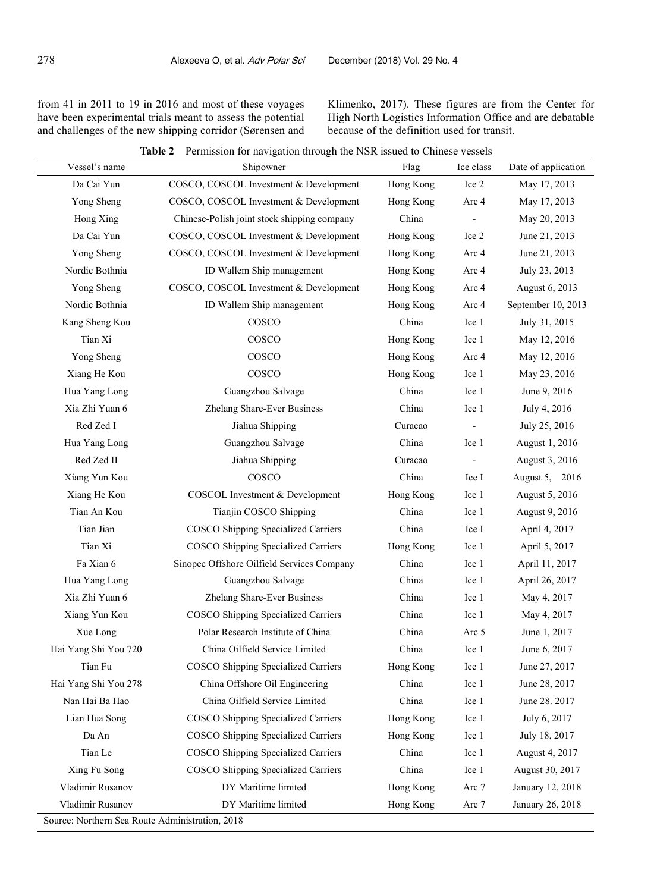from 41 in 2011 to 19 in 2016 and most of these voyages have been experimental trials meant to assess the potential and challenges of the new shipping corridor (Sørensen and Klimenko, 2017). These figures are from the Center for High North Logistics Information Office and are debatable because of the definition used for transit.

**Table 2** Permission for navigation through the NSR issued to Chinese vessels

| Vessel's name | Shipowner | Flag | Ice class | Date of application |
|---|---|---|---|---|
| Da Cai Yun | COSCO, COSCOL Investment & Development | Hong Kong | Ice 2 | May 17, 2013 |
| Yong Sheng | COSCO, COSCOL Investment & Development | Hong Kong | Arc 4 | May 17, 2013 |
| Hong Xing | Chinese-Polish joint stock shipping company | China | - | May 20, 2013 |
| Da Cai Yun | COSCO, COSCOL Investment & Development | Hong Kong | Ice 2 | June 21, 2013 |
| Yong Sheng | COSCO, COSCOL Investment & Development | Hong Kong | Arc 4 | June 21, 2013 |
| Nordic Bothnia | ID Wallem Ship management | Hong Kong | Arc 4 | July 23, 2013 |
| Yong Sheng | COSCO, COSCOL Investment & Development | Hong Kong | Arc 4 | August 6, 2013 |
| Nordic Bothnia | ID Wallem Ship management | Hong Kong | Arc 4 | September 10, 2013 |
| Kang Sheng Kou | COSCO | China | Ice 1 | July 31, 2015 |
| Tian Xi | COSCO | Hong Kong | Ice 1 | May 12, 2016 |
| Yong Sheng | COSCO | Hong Kong | Arc 4 | May 12, 2016 |
| Xiang He Kou | COSCO | Hong Kong | Ice 1 | May 23, 2016 |
| Hua Yang Long | Guangzhou Salvage | China | Ice 1 | June 9, 2016 |
| Xia Zhi Yuan 6 | Zhelang Share-Ever Business | China | Ice 1 | July 4, 2016 |
| Red Zed I | Jiahua Shipping | Curacao | - | July 25, 2016 |
| Hua Yang Long | Guangzhou Salvage | China | Ice 1 | August 1, 2016 |
| Red Zed II | Jiahua Shipping | Curacao | - | August 3, 2016 |
| Xiang Yun Kou | COSCO | China | Ice I | August 5, 2016 |
| Xiang He Kou | COSCOL Investment & Development | Hong Kong | Ice 1 | August 5, 2016 |
| Tian An Kou | Tianjin COSCO Shipping | China | Ice 1 | August 9, 2016 |
| Tian Jian | COSCO Shipping Specialized Carriers | China | Ice I | April 4, 2017 |
| Tian Xi | COSCO Shipping Specialized Carriers | Hong Kong | Ice 1 | April 5, 2017 |
| Fa Xian 6 | Sinopec Offshore Oilfield Services Company | China | Ice 1 | April 11, 2017 |
| Hua Yang Long | Guangzhou Salvage | China | Ice 1 | April 26, 2017 |
| Xia Zhi Yuan 6 | Zhelang Share-Ever Business | China | Ice 1 | May 4, 2017 |
| Xiang Yun Kou | COSCO Shipping Specialized Carriers | China | Ice 1 | May 4, 2017 |
| Xue Long | Polar Research Institute of China | China | Arc 5 | June 1, 2017 |
| Hai Yang Shi You 720 | China Oilfield Service Limited | China | Ice 1 | June 6, 2017 |
| Tian Fu | COSCO Shipping Specialized Carriers | Hong Kong | Ice 1 | June 27, 2017 |
| Hai Yang Shi You 278 | China Offshore Oil Engineering | China | Ice 1 | June 28, 2017 |
| Nan Hai Ba Hao | China Oilfield Service Limited | China | Ice 1 | June 28. 2017 |
| Lian Hua Song | COSCO Shipping Specialized Carriers | Hong Kong | Ice 1 | July 6, 2017 |
| Da An | COSCO Shipping Specialized Carriers | Hong Kong | Ice 1 | July 18, 2017 |
| Tian Le | COSCO Shipping Specialized Carriers | China | Ice 1 | August 4, 2017 |
| Xing Fu Song | COSCO Shipping Specialized Carriers | China | Ice 1 | August 30, 2017 |
| Vladimir Rusanov | DY Maritime limited | Hong Kong | Arc 7 | January 12, 2018 |
| Vladimir Rusanov | DY Maritime limited | Hong Kong | Arc 7 | January 26, 2018 |

Source: Northern Sea Route Administration, 2018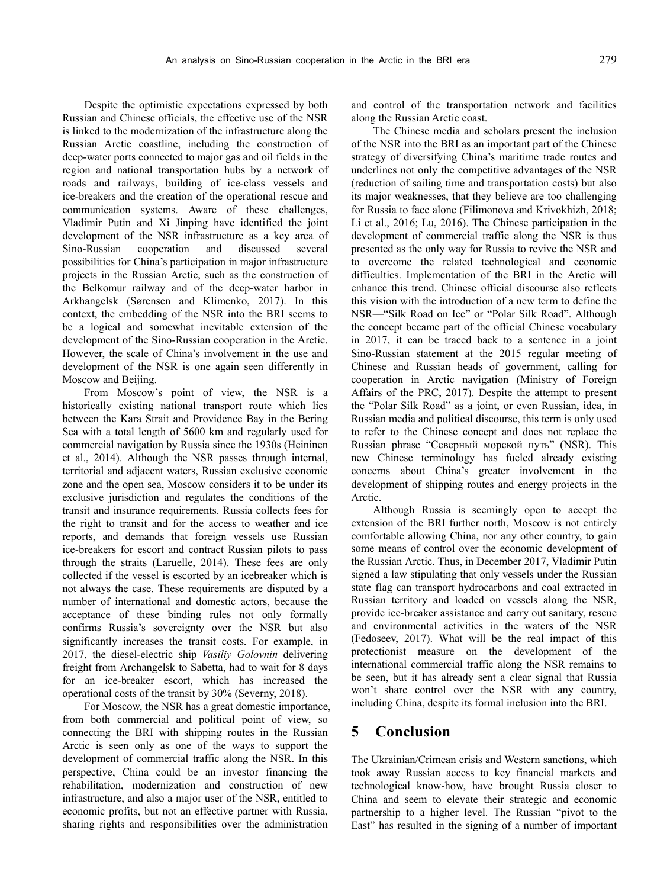Despite the optimistic expectations expressed by both Russian and Chinese officials, the effective use of the NSR is linked to the modernization of the infrastructure along the Russian Arctic coastline, including the construction of deep-water ports connected to major gas and oil fields in the region and national transportation hubs by a network of roads and railways, building of ice-class vessels and ice-breakers and the creation of the operational rescue and communication systems. Aware of these challenges, Vladimir Putin and Xi Jinping have identified the joint development of the NSR infrastructure as a key area of Sino-Russian cooperation and discussed several possibilities for China's participation in major infrastructure projects in the Russian Arctic, such as the construction of the Belkomur railway and of the deep-water harbor in Arkhangelsk (Sørensen and Klimenko, 2017). In this context, the embedding of the NSR into the BRI seems to be a logical and somewhat inevitable extension of the development of the Sino-Russian cooperation in the Arctic. However, the scale of China's involvement in the use and development of the NSR is one again seen differently in Moscow and Beijing.

From Moscow's point of view, the NSR is a historically existing national transport route which lies between the Kara Strait and Providence Bay in the Bering Sea with a total length of 5600 km and regularly used for commercial navigation by Russia since the 1930s (Heininen et al., 2014). Although the NSR passes through internal, territorial and adjacent waters, Russian exclusive economic zone and the open sea, Moscow considers it to be under its exclusive jurisdiction and regulates the conditions of the transit and insurance requirements. Russia collects fees for the right to transit and for the access to weather and ice reports, and demands that foreign vessels use Russian ice-breakers for escort and contract Russian pilots to pass through the straits (Laruelle, 2014). These fees are only collected if the vessel is escorted by an icebreaker which is not always the case. These requirements are disputed by a number of international and domestic actors, because the acceptance of these binding rules not only formally confirms Russia's sovereignty over the NSR but also significantly increases the transit costs. For example, in 2017, the diesel-electric ship *Vasiliy Golovnin* delivering freight from Archangelsk to Sabetta, had to wait for 8 days for an ice-breaker escort, which has increased the operational costs of the transit by 30% (Severny, 2018).

For Moscow, the NSR has a great domestic importance, from both commercial and political point of view, so connecting the BRI with shipping routes in the Russian Arctic is seen only as one of the ways to support the development of commercial traffic along the NSR. In this perspective, China could be an investor financing the rehabilitation, modernization and construction of new infrastructure, and also a major user of the NSR, entitled to economic profits, but not an effective partner with Russia, sharing rights and responsibilities over the administration and control of the transportation network and facilities along the Russian Arctic coast.

The Chinese media and scholars present the inclusion of the NSR into the BRI as an important part of the Chinese strategy of diversifying China's maritime trade routes and underlines not only the competitive advantages of the NSR (reduction of sailing time and transportation costs) but also its major weaknesses, that they believe are too challenging for Russia to face alone (Filimonova and Krivokhizh, 2018; Li et al., 2016; Lu, 2016). The Chinese participation in the development of commercial traffic along the NSR is thus presented as the only way for Russia to revive the NSR and to overcome the related technological and economic difficulties. Implementation of the BRI in the Arctic will enhance this trend. Chinese official discourse also reflects this vision with the introduction of a new term to define the NSR—"Silk Road on Ice" or "Polar Silk Road". Although the concept became part of the official Chinese vocabulary in 2017, it can be traced back to a sentence in a joint Sino-Russian statement at the 2015 regular meeting of Chinese and Russian heads of government, calling for cooperation in Arctic navigation (Ministry of Foreign Affairs of the PRC, 2017). Despite the attempt to present the "Polar Silk Road" as a joint, or even Russian, idea, in Russian media and political discourse, this term is only used to refer to the Chinese concept and does not replace the Russian phrase "Северный морской путь" (NSR). This new Chinese terminology has fueled already existing concerns about China's greater involvement in the development of shipping routes and energy projects in the Arctic.

Although Russia is seemingly open to accept the extension of the BRI further north, Moscow is not entirely comfortable allowing China, nor any other country, to gain some means of control over the economic development of the Russian Arctic. Thus, in December 2017, Vladimir Putin signed a law stipulating that only vessels under the Russian state flag can transport hydrocarbons and coal extracted in Russian territory and loaded on vessels along the NSR, provide ice-breaker assistance and carry out sanitary, rescue and environmental activities in the waters of the NSR (Fedoseev, 2017). What will be the real impact of this protectionist measure on the development of the international commercial traffic along the NSR remains to be seen, but it has already sent a clear signal that Russia won't share control over the NSR with any country, including China, despite its formal inclusion into the BRI.

## 5 Conclusion

The Ukrainian/Crimean crisis and Western sanctions, which took away Russian access to key financial markets and technological know-how, have brought Russia closer to China and seem to elevate their strategic and economic partnership to a higher level. The Russian "pivot to the East" has resulted in the signing of a number of important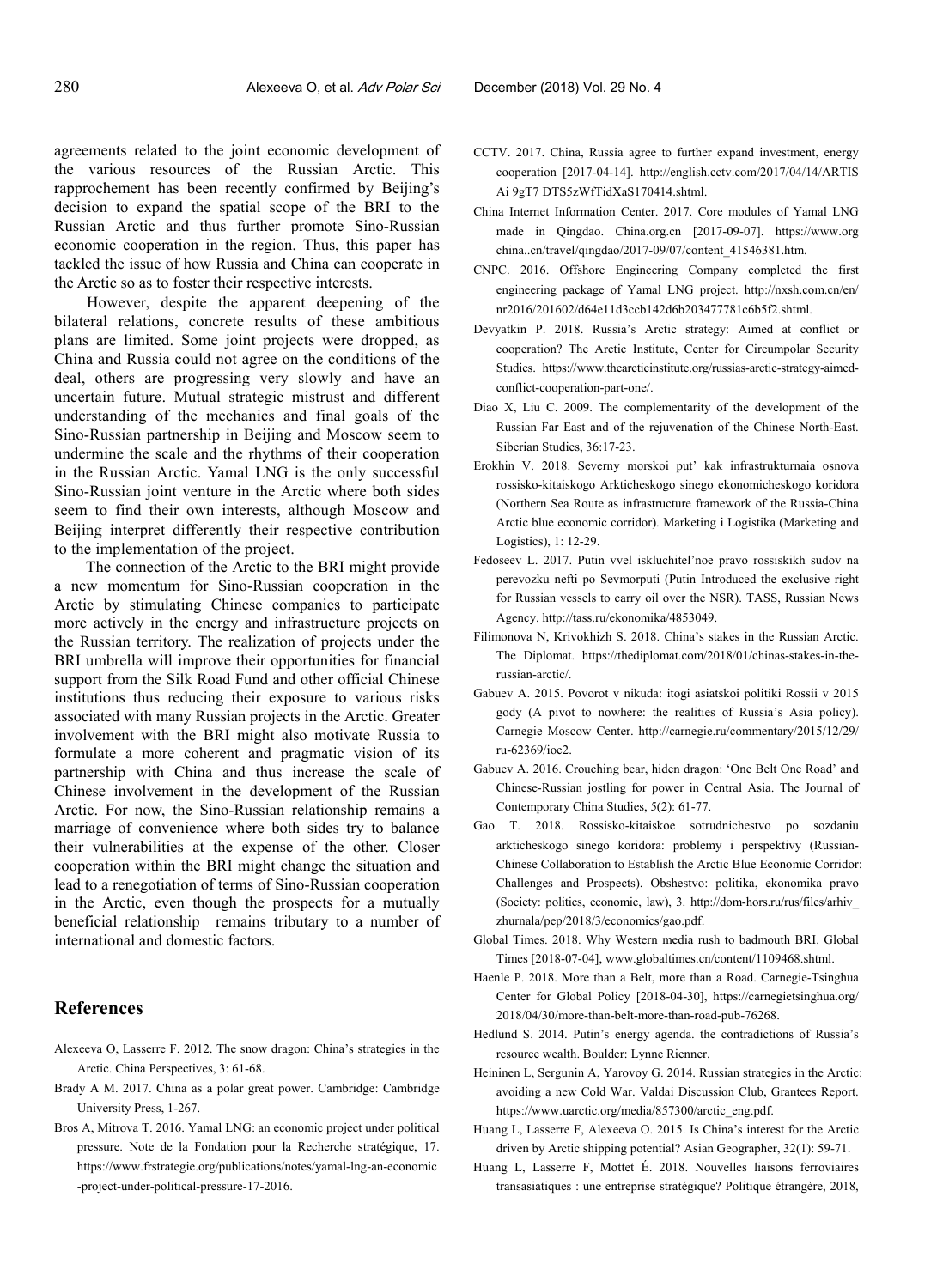agreements related to the joint economic development of the various resources of the Russian Arctic. This rapprochement has been recently confirmed by Beijing's decision to expand the spatial scope of the BRI to the Russian Arctic and thus further promote Sino-Russian economic cooperation in the region. Thus, this paper has tackled the issue of how Russia and China can cooperate in the Arctic so as to foster their respective interests.

However, despite the apparent deepening of the bilateral relations, concrete results of these ambitious plans are limited. Some joint projects were dropped, as China and Russia could not agree on the conditions of the deal, others are progressing very slowly and have an uncertain future. Mutual strategic mistrust and different understanding of the mechanics and final goals of the Sino-Russian partnership in Beijing and Moscow seem to undermine the scale and the rhythms of their cooperation in the Russian Arctic. Yamal LNG is the only successful Sino-Russian joint venture in the Arctic where both sides seem to find their own interests, although Moscow and Beijing interpret differently their respective contribution to the implementation of the project.

The connection of the Arctic to the BRI might provide a new momentum for Sino-Russian cooperation in the Arctic by stimulating Chinese companies to participate more actively in the energy and infrastructure projects on the Russian territory. The realization of projects under the BRI umbrella will improve their opportunities for financial support from the Silk Road Fund and other official Chinese institutions thus reducing their exposure to various risks associated with many Russian projects in the Arctic. Greater involvement with the BRI might also motivate Russia to formulate a more coherent and pragmatic vision of its partnership with China and thus increase the scale of Chinese involvement in the development of the Russian Arctic. For now, the Sino-Russian relationship remains a marriage of convenience where both sides try to balance their vulnerabilities at the expense of the other. Closer cooperation within the BRI might change the situation and lead to a renegotiation of terms of Sino-Russian cooperation in the Arctic, even though the prospects for a mutually beneficial relationship remains tributary to a number of international and domestic factors.

## References

Alexeeva O, Lasserre F. 2012. The snow dragon: China's strategies in the Arctic. China Perspectives, 3: 61-68.

Brady A M. 2017. China as a polar great power. Cambridge: Cambridge University Press, 1-267.

Bros A, Mitrova T. 2016. Yamal LNG: an economic project under political pressure. Note de la Fondation pour la Recherche stratégique, 17. https://www.frstrategie.org/publications/notes/yamal-lng-an-economic-project-under-political-pressure-17-2016.

CCTV. 2017. China, Russia agree to further expand investment, energy cooperation [2017-04-14]. http://english.cctv.com/2017/04/14/ARTISAi 9gT7 DTS5zWfTidXaS170414.shtml.

China Internet Information Center. 2017. Core modules of Yamal LNG made in Qingdao. China.org.cn [2017-09-07]. https://www.org china..cn/travel/qingdao/2017-09/07/content_41546381.htm.

CNPC. 2016. Offshore Engineering Company completed the first engineering package of Yamal LNG project. http://nxsh.com.cn/en/nr2016/201602/d64e11d3ccb142d6b203477781c6b5f2.shtml.

Devyatkin P. 2018. Russia's Arctic strategy: Aimed at conflict or cooperation? The Arctic Institute, Center for Circumpolar Security Studies. https://www.thearcticinstitute.org/russias-arctic-strategy-aimed-conflict-cooperation-part-one/.

Diao X, Liu C. 2009. The complementarity of the development of the Russian Far East and of the rejuvenation of the Chinese North-East. Siberian Studies, 36:17-23.

Erokhin V. 2018. Severny morskoi put' kak infrastrukturnaia osnova rossisko-kitaiskogo Arkticheskogo sinego ekonomicheskogo koridora (Northern Sea Route as infrastructure framework of the Russia-China Arctic blue economic corridor). Marketing i Logistika (Marketing and Logistics), 1: 12-29.

Fedoseev L. 2017. Putin vvel iskluchitel'noe pravo rossiskikh sudov na perevozku nefti po Sevmorputi (Putin Introduced the exclusive right for Russian vessels to carry oil over the NSR). TASS, Russian News Agency. http://tass.ru/ekonomika/4853049.

Filimonova N, Krivokhizh S. 2018. China's stakes in the Russian Arctic. The Diplomat. https://thediplomat.com/2018/01/chinas-stakes-in-the-russian-arctic/.

Gabuev A. 2015. Povorot v nikuda: itogi asiatskoi politiki Rossii v 2015 gody (A pivot to nowhere: the realities of Russia's Asia policy). Carnegie Moscow Center. http://carnegie.ru/commentary/2015/12/29/ru-62369/ioe2.

Gabuev A. 2016. Crouching bear, hiden dragon: 'One Belt One Road' and Chinese-Russian jostling for power in Central Asia. The Journal of Contemporary China Studies, 5(2): 61-77.

Gao T. 2018. Rossisko-kitaiskoe sotrudnichestvo po sozdaniu arkticheskogo sinego koridora: problemy i perspektivy (Russian-Chinese Collaboration to Establish the Arctic Blue Economic Corridor: Challenges and Prospects). Obshestvo: politika, ekonomika pravo (Society: politics, economic, law), 3. http://dom-hors.ru/rus/files/arhiv_zhurnala/pep/2018/3/economics/gao.pdf.

Global Times. 2018. Why Western media rush to badmouth BRI. Global Times [2018-07-04], www.globaltimes.cn/content/1109468.shtml.

Haenle P. 2018. More than a Belt, more than a Road. Carnegie-Tsinghua Center for Global Policy [2018-04-30], https://carnegietsinghua.org/2018/04/30/more-than-belt-more-than-road-pub-76268.

Hedlund S. 2014. Putin's energy agenda. the contradictions of Russia's resource wealth. Boulder: Lynne Rienner.

Heininen L, Sergunin A, Yarovoy G. 2014. Russian strategies in the Arctic: avoiding a new Cold War. Valdai Discussion Club, Grantees Report. https://www.uarctic.org/media/857300/arctic_eng.pdf.

Huang L, Lasserre F, Alexeeva O. 2015. Is China's interest for the Arctic driven by Arctic shipping potential? Asian Geographer, 32(1): 59-71.

Huang L, Lasserre F, Mottet É. 2018. Nouvelles liaisons ferroviaires transasiatiques : une entreprise stratégique? Politique étrangère, 2018,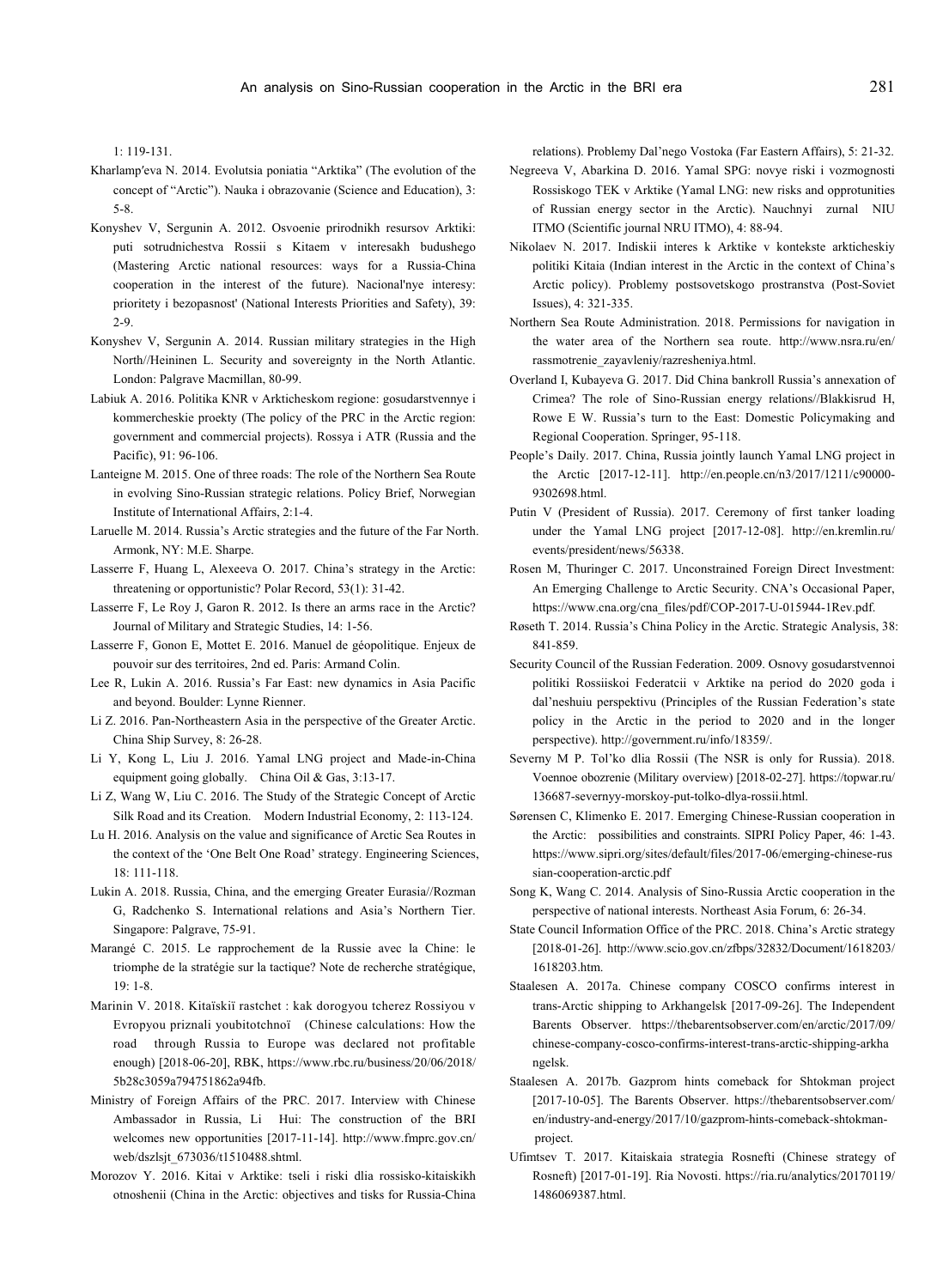1: 119-131.

Kharlamp'eva N. 2014. Evolutsia poniatia "Arktika" (The evolution of the concept of "Arctic"). Nauka i obrazovanie (Science and Education), 3: 5-8.

Konyshev V, Sergunin A. 2012. Osvoenie prirodnikh resursov Arktiki: puti sotrudnichestva Rossii s Kitaem v interesakh budushego (Mastering Arctic national resources: ways for a Russia-China cooperation in the interest of the future). Nacional'nye interesy: prioritety i bezopasnost' (National Interests Priorities and Safety), 39: 2-9.

Konyshev V, Sergunin A. 2014. Russian military strategies in the High North//Heininen L. Security and sovereignty in the North Atlantic. London: Palgrave Macmillan, 80-99.

Labiuk A. 2016. Politika KNR v Arkticheskom regione: gosudarstvennye i kommercheskie proekty (The policy of the PRC in the Arctic region: government and commercial projects). Rossya i ATR (Russia and the Pacific), 91: 96-106.

Lanteigne M. 2015. One of three roads: The role of the Northern Sea Route in evolving Sino-Russian strategic relations. Policy Brief, Norwegian Institute of International Affairs, 2:1-4.

Laruelle M. 2014. Russia's Arctic strategies and the future of the Far North. Armonk, NY: M.E. Sharpe.

Lasserre F, Huang L, Alexeeva O. 2017. China's strategy in the Arctic: threatening or opportunistic? Polar Record, 53(1): 31-42.

Lasserre F, Le Roy J, Garon R. 2012. Is there an arms race in the Arctic? Journal of Military and Strategic Studies, 14: 1-56.

Lasserre F, Gonon E, Mottet E. 2016. Manuel de géopolitique. Enjeux de pouvoir sur des territoires, 2nd ed. Paris: Armand Colin.

Lee R, Lukin A. 2016. Russia's Far East: new dynamics in Asia Pacific and beyond. Boulder: Lynne Rienner.

Li Z. 2016. Pan-Northeastern Asia in the perspective of the Greater Arctic. China Ship Survey, 8: 26-28.

Li Y, Kong L, Liu J. 2016. Yamal LNG project and Made-in-China equipment going globally. China Oil & Gas, 3:13-17.

Li Z, Wang W, Liu C. 2016. The Study of the Strategic Concept of Arctic Silk Road and its Creation. Modern Industrial Economy, 2: 113-124.

Lu H. 2016. Analysis on the value and significance of Arctic Sea Routes in the context of the 'One Belt One Road' strategy. Engineering Sciences, 18: 111-118.

Lukin A. 2018. Russia, China, and the emerging Greater Eurasia//Rozman G, Radchenko S. International relations and Asia's Northern Tier. Singapore: Palgrave, 75-91.

Marangé C. 2015. Le rapprochement de la Russie avec la Chine: le triomphe de la stratégie sur la tactique? Note de recherche stratégique, 19: 1-8.

Marinin V. 2018. Kitaïskiï rastchet : kak dorogyou tcherez Rossiyou v Evropyou priznali youbitotchnoï (Chinese calculations: How the road through Russia to Europe was declared not profitable enough) [2018-06-20], RBK, https://www.rbc.ru/business/20/06/2018/5b28c3059a794751862a94fb.

Ministry of Foreign Affairs of the PRC. 2017. Interview with Chinese Ambassador in Russia, Li Hui: The construction of the BRI welcomes new opportunities [2017-11-14]. http://www.fmprc.gov.cn/web/dszlsjt_673036/t1510488.shtml.

Morozov Y. 2016. Kitai v Arktike: tseli i riski dlia rossisko-kitaiskikh otnoshenii (China in the Arctic: objectives and tisks for Russia-China relations). Problemy Dal'nego Vostoka (Far Eastern Affairs), 5: 21-32.

Negreeva V, Abarkina D. 2016. Yamal SPG: novye riski i vozmognosti Rossiskogo TEK v Arktike (Yamal LNG: new risks and opprotunities of Russian energy sector in the Arctic). Nauchnyi zurnal NIU ITMO (Scientific journal NRU ITMO), 4: 88-94.

Nikolaev N. 2017. Indiskii interes k Arktike v kontekste arkticheskiy politiki Kitaia (Indian interest in the Arctic in the context of China's Arctic policy). Problemy postsovetskogo prostranstva (Post-Soviet Issues), 4: 321-335.

Northern Sea Route Administration. 2018. Permissions for navigation in the water area of the Northern sea route. http://www.nsra.ru/en/rassmotrenie_zayavleniy/razresheniya.html.

Overland I, Kubayeva G. 2017. Did China bankroll Russia's annexation of Crimea? The role of Sino-Russian energy relations//Blakkisrud H, Rowe E W. Russia's turn to the East: Domestic Policymaking and Regional Cooperation. Springer, 95-118.

People's Daily. 2017. China, Russia jointly launch Yamal LNG project in the Arctic [2017-12-11]. http://en.people.cn/n3/2017/1211/c90000-9302698.html.

Putin V (President of Russia). 2017. Ceremony of first tanker loading under the Yamal LNG project [2017-12-08]. http://en.kremlin.ru/events/president/news/56338.

Rosen M, Thuringer C. 2017. Unconstrained Foreign Direct Investment: An Emerging Challenge to Arctic Security. CNA's Occasional Paper, https://www.cna.org/cna_files/pdf/COP-2017-U-015944-1Rev.pdf.

Røseth T. 2014. Russia's China Policy in the Arctic. Strategic Analysis, 38: 841-859.

Security Council of the Russian Federation. 2009. Osnovy gosudarstvennoi politiki Rossiiskoi Federatcii v Arktike na period do 2020 goda i dal'neshuiu perspektivu (Principles of the Russian Federation's state policy in the Arctic in the period to 2020 and in the longer perspective). http://government.ru/info/18359/.

Severny M P. Tol'ko dlia Rossii (The NSR is only for Russia). 2018. Voennoe obozrenie (Military overview) [2018-02-27]. https://topwar.ru/136687-severnyy-morskoy-put-tolko-dlya-rossii.html.

Sørensen C, Klimenko E. 2017. Emerging Chinese-Russian cooperation in the Arctic: possibilities and constraints. SIPRI Policy Paper, 46: 1-43. https://www.sipri.org/sites/default/files/2017-06/emerging-chinese-russian-cooperation-arctic.pdf

Song K, Wang C. 2014. Analysis of Sino-Russia Arctic cooperation in the perspective of national interests. Northeast Asia Forum, 6: 26-34.

State Council Information Office of the PRC. 2018. China's Arctic strategy [2018-01-26]. http://www.scio.gov.cn/zfbps/32832/Document/1618203/1618203.htm.

Staalesen A. 2017a. Chinese company COSCO confirms interest in trans-Arctic shipping to Arkhangelsk [2017-09-26]. The Independent Barents Observer. https://thebarentsobserver.com/en/arctic/2017/09/chinese-company-cosco-confirms-interest-trans-arctic-shipping-arkhangelsk.

Staalesen A. 2017b. Gazprom hints comeback for Shtokman project [2017-10-05]. The Barents Observer. https://thebarentsobserver.com/en/industry-and-energy/2017/10/gazprom-hints-comeback-shtokman-project.

Ufimtsev T. 2017. Kitaiskaia strategia Rosnefti (Chinese strategy of Rosneft) [2017-01-19]. Ria Novosti. https://ria.ru/analytics/20170119/1486069387.html.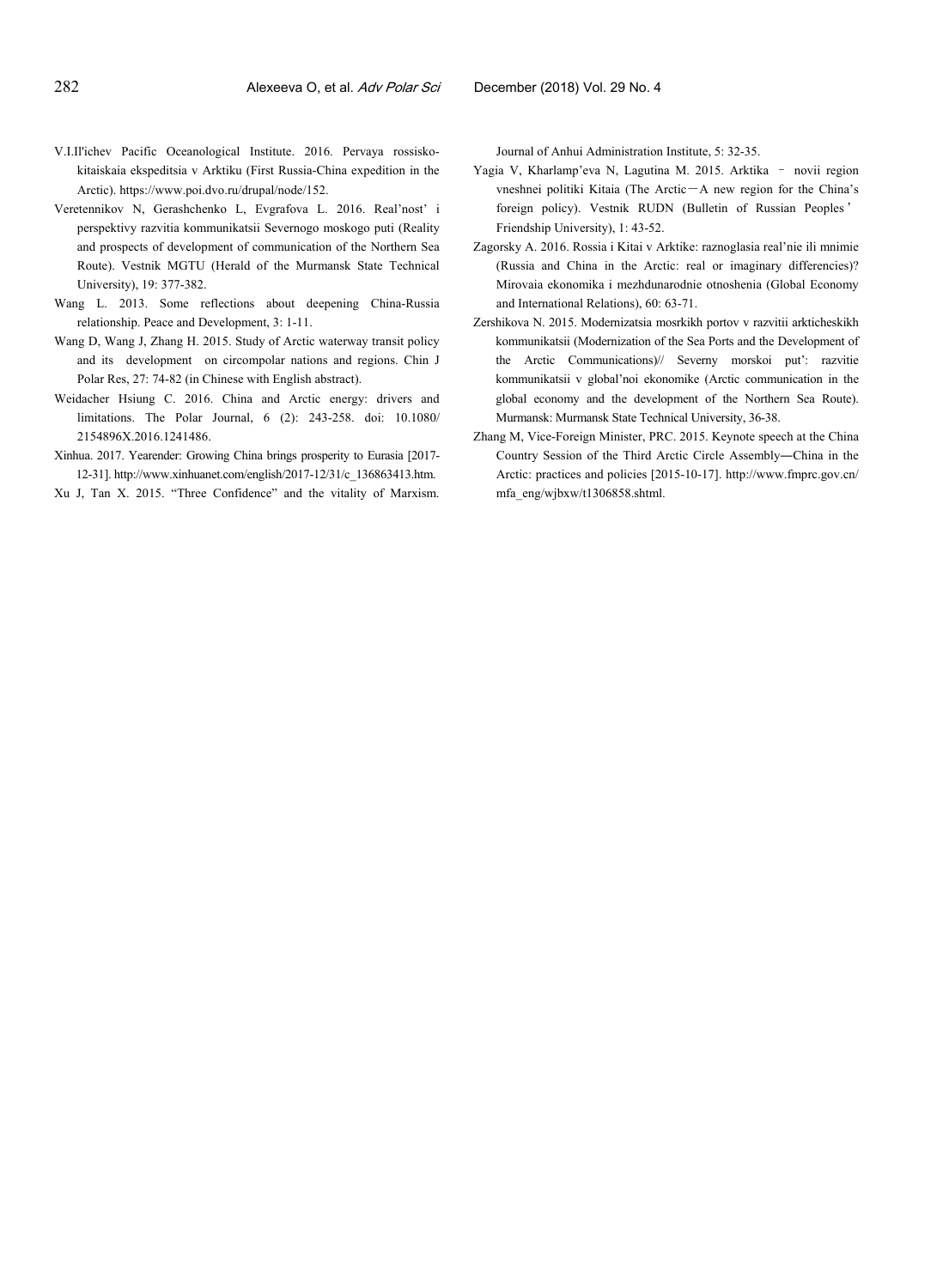V.I.Il'ichev Pacific Oceanological Institute. 2016. Pervaya rossisko-kitaiskaia ekspeditsia v Arktiku (First Russia-China expedition in the Arctic). https://www.poi.dvo.ru/drupal/node/152.

Veretennikov N, Gerashchenko L, Evgrafova L. 2016. Real'nost' i perspektivy razvitia kommunikatsii Severnogo moskogo puti (Reality and prospects of development of communication of the Northern Sea Route). Vestnik MGTU (Herald of the Murmansk State Technical University), 19: 377-382.

Wang L. 2013. Some reflections about deepening China-Russia relationship. Peace and Development, 3: 1-11.

Wang D, Wang J, Zhang H. 2015. Study of Arctic waterway transit policy and its development on circompolar nations and regions. Chin J Polar Res, 27: 74-82 (in Chinese with English abstract).

Weidacher Hsiung C. 2016. China and Arctic energy: drivers and limitations. The Polar Journal, 6 (2): 243-258. doi: 10.1080/2154896X.2016.1241486.

Xinhua. 2017. Yearender: Growing China brings prosperity to Eurasia [2017-12-31]. http://www.xinhuanet.com/english/2017-12/31/c_136863413.htm.

Xu J, Tan X. 2015. "Three Confidence" and the vitality of Marxism. Journal of Anhui Administration Institute, 5: 32-35.

Yagia V, Kharlamp'eva N, Lagutina M. 2015. Arktika – novii region vneshnei politiki Kitaia (The Arctic—A new region for the China's foreign policy). Vestnik RUDN (Bulletin of Russian Peoples' Friendship University), 1: 43-52.

Zagorsky A. 2016. Rossia i Kitai v Arktike: raznoglasia real'nie ili mnimie (Russia and China in the Arctic: real or imaginary differencies)? Mirovaia ekonomika i mezhdunarodnie otnoshenia (Global Economy and International Relations), 60: 63-71.

Zershikova N. 2015. Modernizatsia mosrkikh portov v razvitii arkticheskikh kommunikatsii (Modernization of the Sea Ports and the Development of the Arctic Communications)// Severny morskoi put': razvitie kommunikatsii v global'noi ekonomike (Arctic communication in the global economy and the development of the Northern Sea Route). Murmansk: Murmansk State Technical University, 36-38.

Zhang M, Vice-Foreign Minister, PRC. 2015. Keynote speech at the China Country Session of the Third Arctic Circle Assembly—China in the Arctic: practices and policies [2015-10-17]. http://www.fmprc.gov.cn/mfa_eng/wjbxw/t1306858.shtml.